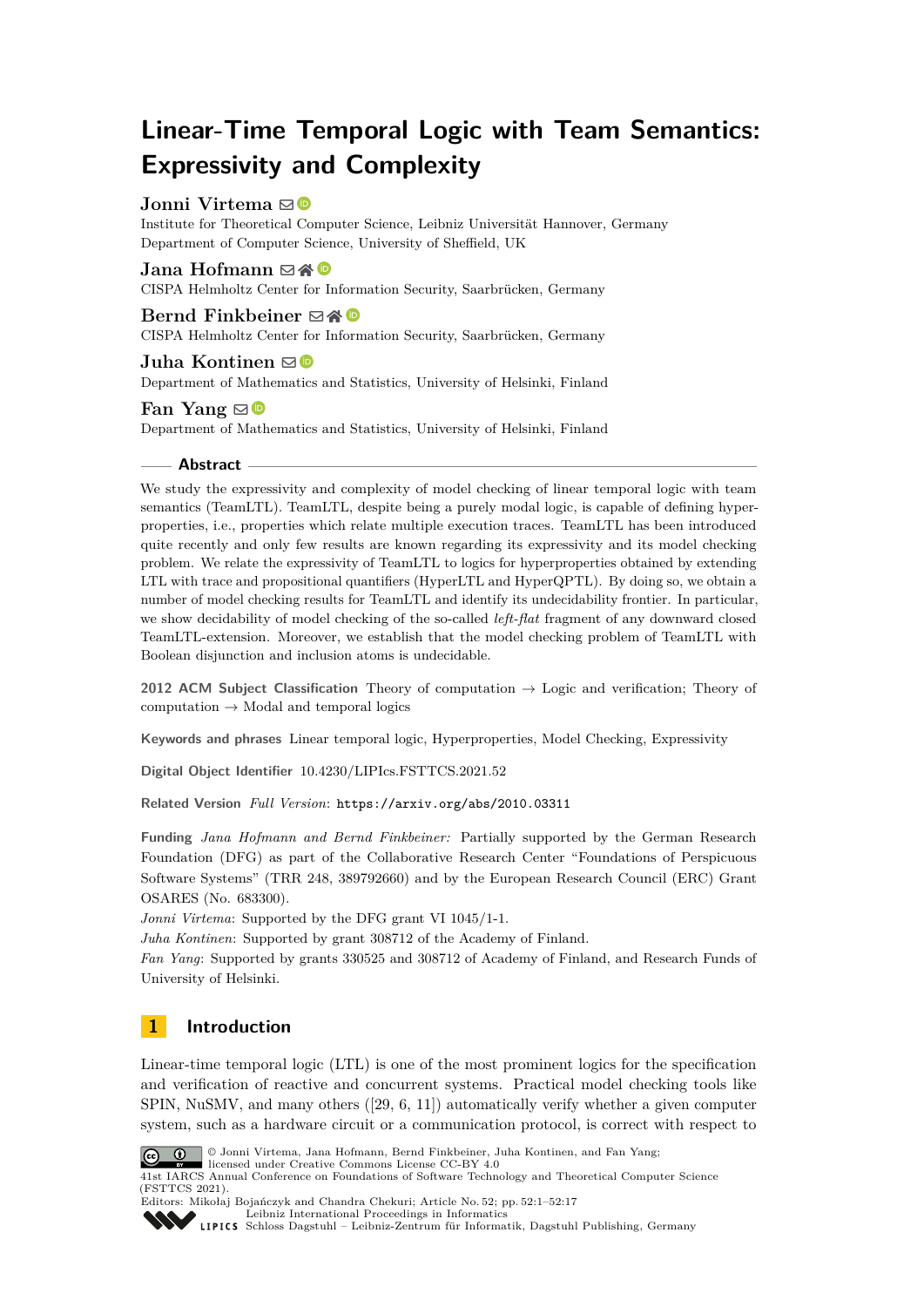# Linear-Time Temporal Logic with Team Semantics: Expressivity and Complexity

**Jonni Virtema**
Institute for Theoretical Computer Science, Leibniz Universität Hannover, Germany
Department of Computer Science, University of Sheffield, UK

**Jana Hofmann**
CISPA Helmholtz Center for Information Security, Saarbrücken, Germany

**Bernd Finkbeiner**
CISPA Helmholtz Center for Information Security, Saarbrücken, Germany

**Juha Kontinen**
Department of Mathematics and Statistics, University of Helsinki, Finland

**Fan Yang**
Department of Mathematics and Statistics, University of Helsinki, Finland

## Abstract

We study the expressivity and complexity of model checking of linear temporal logic with team semantics (TeamLTL). TeamLTL, despite being a purely modal logic, is capable of defining hyperproperties, i.e., properties which relate multiple execution traces. TeamLTL has been introduced quite recently and only few results are known regarding its expressivity and its model checking problem. We relate the expressivity of TeamLTL to logics for hyperproperties obtained by extending LTL with trace and propositional quantifiers (HyperLTL and HyperQPTL). By doing so, we obtain a number of model checking results for TeamLTL and identify its undecidability frontier. In particular, we show decidability of model checking of the so-called *left-flat* fragment of any downward closed TeamLTL-extension. Moreover, we establish that the model checking problem of TeamLTL with Boolean disjunction and inclusion atoms is undecidable.

**2012 ACM Subject Classification** Theory of computation → Logic and verification; Theory of computation → Modal and temporal logics

**Keywords and phrases** Linear temporal logic, Hyperproperties, Model Checking, Expressivity

**Digital Object Identifier** 10.4230/LIPIcs.FSTTCS.2021.52

**Related Version** *Full Version*: https://arxiv.org/abs/2010.03311

**Funding** *Jana Hofmann and Bernd Finkbeiner:* Partially supported by the German Research Foundation (DFG) as part of the Collaborative Research Center "Foundations of Perspicuous Software Systems" (TRR 248, 389792660) and by the European Research Council (ERC) Grant OSARES (No. 683300).
*Jonni Virtema*: Supported by the DFG grant VI 1045/1-1.
*Juha Kontinen*: Supported by grant 308712 of the Academy of Finland.
*Fan Yang*: Supported by grants 330525 and 308712 of Academy of Finland, and Research Funds of University of Helsinki.

## 1 Introduction

Linear-time temporal logic (LTL) is one of the most prominent logics for the specification and verification of reactive and concurrent systems. Practical model checking tools like SPIN, NuSMV, and many others ([29, 6, 11]) automatically verify whether a given computer system, such as a hardware circuit or a communication protocol, is correct with respect to

© Jonni Virtema, Jana Hofmann, Bernd Finkbeiner, Juha Kontinen, and Fan Yang; licensed under Creative Commons License CC-BY 4.0
41st IARCS Annual Conference on Foundations of Software Technology and Theoretical Computer Science (FSTTCS 2021).
Editors: Mikołaj Bojańczyk and Chandra Chekuri; Article No. 52; pp. 52:1–52:17
Leibniz International Proceedings in Informatics
Schloss Dagstuhl – Leibniz-Zentrum für Informatik, Dagstuhl Publishing, Germany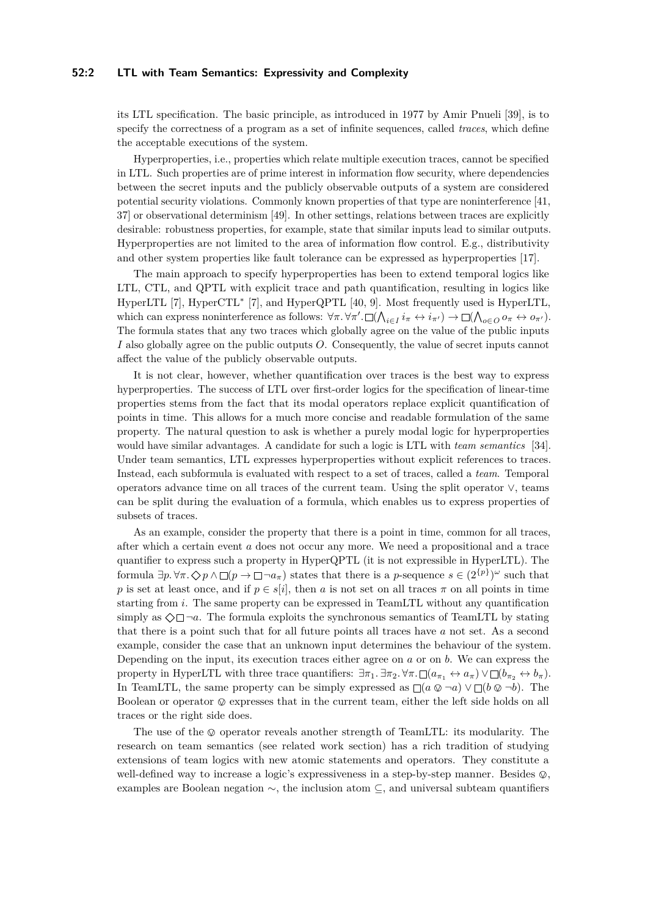its LTL specification. The basic principle, as introduced in 1977 by Amir Pnueli [39], is to specify the correctness of a program as a set of infinite sequences, called *traces*, which define the acceptable executions of the system.

Hyperproperties, i.e., properties which relate multiple execution traces, cannot be specified in LTL. Such properties are of prime interest in information flow security, where dependencies between the secret inputs and the publicly observable outputs of a system are considered potential security violations. Commonly known properties of that type are noninterference [41, 37] or observational determinism [49]. In other settings, relations between traces are explicitly desirable: robustness properties, for example, state that similar inputs lead to similar outputs. Hyperproperties are not limited to the area of information flow control. E.g., distributivity and other system properties like fault tolerance can be expressed as hyperproperties [17].

The main approach to specify hyperproperties has been to extend temporal logics like LTL, CTL, and QPTL with explicit trace and path quantification, resulting in logics like HyperLTL [7], HyperCTL* [7], and HyperQPTL [40, 9]. Most frequently used is HyperLTL, which can express noninterference as follows: $\forall\pi.\forall\pi'.\Box(\bigwedge_{i\in I} i_\pi \leftrightarrow i_{\pi'}) \rightarrow \Box(\bigwedge_{o\in O} o_\pi \leftrightarrow o_{\pi'})$. The formula states that any two traces which globally agree on the value of the public inputs $I$ also globally agree on the public outputs $O$. Consequently, the value of secret inputs cannot affect the value of the publicly observable outputs.

It is not clear, however, whether quantification over traces is the best way to express hyperproperties. The success of LTL over first-order logics for the specification of linear-time properties stems from the fact that its modal operators replace explicit quantification of points in time. This allows for a much more concise and readable formulation of the same property. The natural question to ask is whether a purely modal logic for hyperproperties would have similar advantages. A candidate for such a logic is LTL with *team semantics* [34]. Under team semantics, LTL expresses hyperproperties without explicit references to traces. Instead, each subformula is evaluated with respect to a set of traces, called a *team*. Temporal operators advance time on all traces of the current team. Using the split operator $\vee$, teams can be split during the evaluation of a formula, which enables us to express properties of subsets of traces.

As an example, consider the property that there is a point in time, common for all traces, after which a certain event $a$ does not occur any more. We need a propositional and a trace quantifier to express such a property in HyperQPTL (it is not expressible in HyperLTL). The formula $\exists p.\forall\pi.\Diamond p \wedge \Box(p \rightarrow \Box\neg a_\pi)$ states that there is a $p$-sequence $s \in (2^{\{p\}})^\omega$ such that $p$ is set at least once, and if $p \in s[i]$, then $a$ is not set on all traces $\pi$ on all points in time starting from $i$. The same property can be expressed in TeamLTL without any quantification simply as $\Diamond\Box\neg a$. The formula exploits the synchronous semantics of TeamLTL by stating that there is a point such that for all future points all traces have $a$ not set. As a second example, consider the case that an unknown input determines the behaviour of the system. Depending on the input, its execution traces either agree on $a$ or on $b$. We can express the property in HyperLTL with three trace quantifiers: $\exists\pi_1.\exists\pi_2.\forall\pi.\Box(a_{\pi_1} \leftrightarrow a_\pi) \vee \Box(b_{\pi_2} \leftrightarrow b_\pi)$. In TeamLTL, the same property can be simply expressed as $\Box(a \otimes \neg a) \vee \Box(b \otimes \neg b)$. The Boolean or operator $\otimes$ expresses that in the current team, either the left side holds on all traces or the right side does.

The use of the $\otimes$ operator reveals another strength of TeamLTL: its modularity. The research on team semantics (see related work section) has a rich tradition of studying extensions of team logics with new atomic statements and operators. They constitute a well-defined way to increase a logic's expressiveness in a step-by-step manner. Besides $\otimes$, examples are Boolean negation $\sim$, the inclusion atom $\subseteq$, and universal subteam quantifiers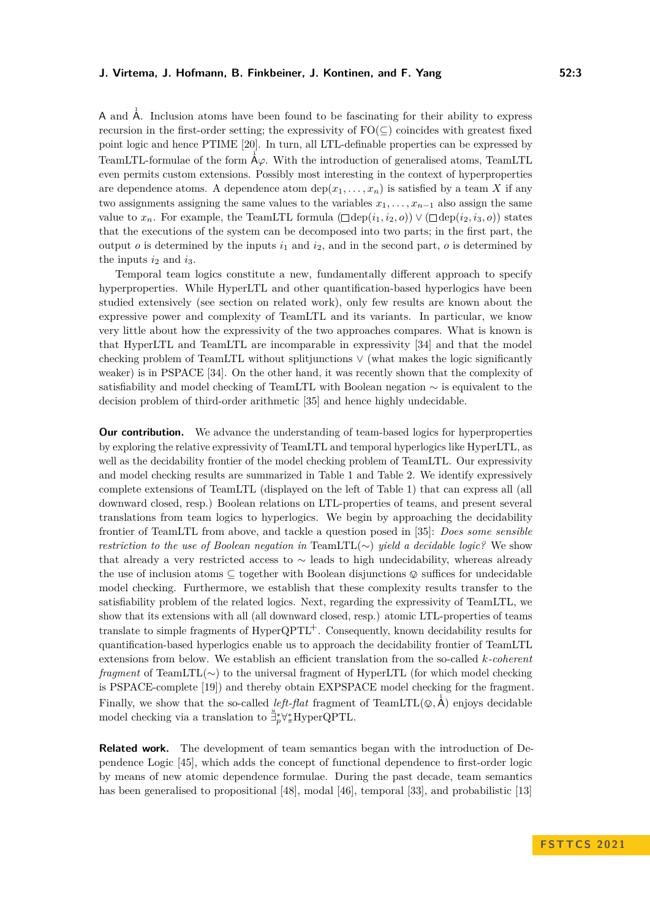A and $\overset{1}{\mathsf{A}}$. Inclusion atoms have been found to be fascinating for their ability to express recursion in the first-order setting; the expressivity of FO($\subseteq$) coincides with greatest fixed point logic and hence PTIME [20]. In turn, all LTL-definable properties can be expressed by TeamLTL-formulae of the form $\overset{1}{\mathsf{A}}\varphi$. With the introduction of generalised atoms, TeamLTL even permits custom extensions. Possibly most interesting in the context of hyperproperties are dependence atoms. A dependence atom $\mathrm{dep}(x_1, \ldots, x_n)$ is satisfied by a team $X$ if any two assignments assigning the same values to the variables $x_1, \ldots, x_{n-1}$ also assign the same value to $x_n$. For example, the TeamLTL formula $(\Box\mathrm{dep}(i_1, i_2, o)) \vee (\Box\mathrm{dep}(i_2, i_3, o))$ states that the executions of the system can be decomposed into two parts; in the first part, the output $o$ is determined by the inputs $i_1$ and $i_2$, and in the second part, $o$ is determined by the inputs $i_2$ and $i_3$.

Temporal team logics constitute a new, fundamentally different approach to specify hyperproperties. While HyperLTL and other quantification-based hyperlogics have been studied extensively (see section on related work), only few results are known about the expressive power and complexity of TeamLTL and its variants. In particular, we know very little about how the expressivity of the two approaches compares. What is known is that HyperLTL and TeamLTL are incomparable in expressivity [34] and that the model checking problem of TeamLTL without splitjunctions $\vee$ (what makes the logic significantly weaker) is in PSPACE [34]. On the other hand, it was recently shown that the complexity of satisfiability and model checking of TeamLTL with Boolean negation $\sim$ is equivalent to the decision problem of third-order arithmetic [35] and hence highly undecidable.

**Our contribution.** We advance the understanding of team-based logics for hyperproperties by exploring the relative expressivity of TeamLTL and temporal hyperlogics like HyperLTL, as well as the decidability frontier of the model checking problem of TeamLTL. Our expressivity and model checking results are summarized in Table 1 and Table 2. We identify expressively complete extensions of TeamLTL (displayed on the left of Table 1) that can express all (all downward closed, resp.) Boolean relations on LTL-properties of teams, and present several translations from team logics to hyperlogics. We begin by approaching the decidability frontier of TeamLTL from above, and tackle a question posed in [35]: *Does some sensible restriction to the use of Boolean negation in* TeamLTL($\sim$) *yield a decidable logic?* We show that already a very restricted access to $\sim$ leads to high undecidability, whereas already the use of inclusion atoms $\subseteq$ together with Boolean disjunctions $\otimes$ suffices for undecidable model checking. Furthermore, we establish that these complexity results transfer to the satisfiability problem of the related logics. Next, regarding the expressivity of TeamLTL, we show that its extensions with all (all downward closed, resp.) atomic LTL-properties of teams translate to simple fragments of HyperQPTL$^+$. Consequently, known decidability results for quantification-based hyperlogics enable us to approach the decidability frontier of TeamLTL extensions from below. We establish an efficient translation from the so-called *k-coherent fragment* of TeamLTL($\sim$) to the universal fragment of HyperLTL (for which model checking is PSPACE-complete [19]) and thereby obtain EXPSPACE model checking for the fragment. Finally, we show that the so-called *left-flat* fragment of TeamLTL($\otimes$, $\overset{1}{\mathsf{A}}$) enjoys decidable model checking via a translation to $\overset{u}{\exists}{}^*_p\forall^*_\pi$HyperQPTL.

**Related work.** The development of team semantics began with the introduction of Dependence Logic [45], which adds the concept of functional dependence to first-order logic by means of new atomic dependence formulae. During the past decade, team semantics has been generalised to propositional [48], modal [46], temporal [33], and probabilistic [13]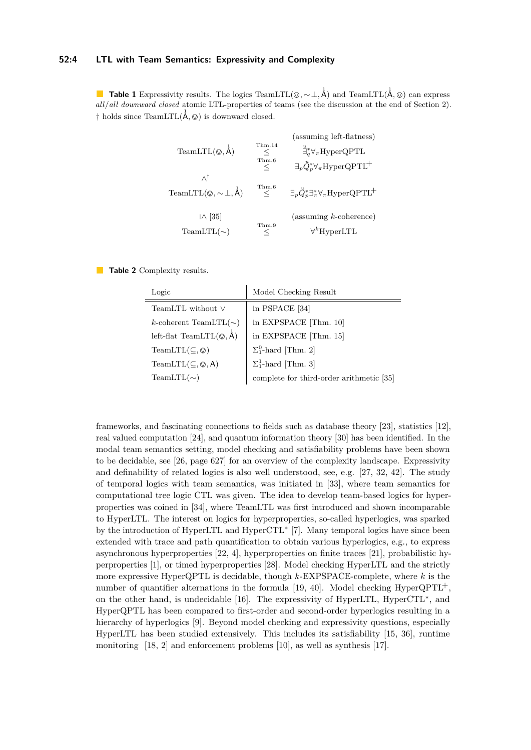**Table 1** Expressivity results. The logics TeamLTL($\varovee, \sim\bot, \overset{1}{\mathsf{A}}$) and TeamLTL($\overset{1}{\mathsf{A}}, \varovee$) can express *all/all downward closed* atomic LTL-properties of teams (see the discussion at the end of Section 2). † holds since TeamLTL($\overset{1}{\mathsf{A}}, \varovee$) is downward closed.

| | | |
|---|---|---|
| | | (assuming left-flatness) |
| TeamLTL($\varovee, \overset{1}{\mathsf{A}}$) | $\overset{\text{Thm.14}}{\leq}$ | $\overset{u}{\exists}{}_q^*\forall_\pi$HyperQPTL |
| | $\overset{\text{Thm.6}}{\leq}$ | $\exists_p \overset{u}{Q}{}_p^* \forall_\pi$HyperQPTL$^+$ |
| $\wedge^\dagger$ | | |
| TeamLTL($\varovee, \sim\bot, \overset{1}{\mathsf{A}}$) | $\overset{\text{Thm.6}}{\leq}$ | $\exists_p \overset{u}{Q}{}_p^* \exists_\pi^* \forall_\pi$HyperQPTL$^+$ |
| $\mid\wedge$ [35] | | (assuming $k$-coherence) |
| TeamLTL($\sim$) | $\overset{\text{Thm.9}}{\leq}$ | $\forall^k$HyperLTL |

**Table 2** Complexity results.

| Logic | Model Checking Result |
|---|---|
| TeamLTL without $\vee$ | in PSPACE [34] |
| $k$-coherent TeamLTL($\sim$) | in EXPSPACE [Thm. 10] |
| left-flat TeamLTL($\varovee, \overset{1}{\mathsf{A}}$) | in EXPSPACE [Thm. 15] |
| TeamLTL($\subseteq, \varovee$) | $\Sigma_1^0$-hard [Thm. 2] |
| TeamLTL($\subseteq, \varovee, \mathsf{A}$) | $\Sigma_1^1$-hard [Thm. 3] |
| TeamLTL($\sim$) | complete for third-order arithmetic [35] |

frameworks, and fascinating connections to fields such as database theory [23], statistics [12], real valued computation [24], and quantum information theory [30] has been identified. In the modal team semantics setting, model checking and satisfiability problems have been shown to be decidable, see [26, page 627] for an overview of the complexity landscape. Expressivity and definability of related logics is also well understood, see, e.g. [27, 32, 42]. The study of temporal logics with team semantics, was initiated in [33], where team semantics for computational tree logic CTL was given. The idea to develop team-based logics for hyperproperties was coined in [34], where TeamLTL was first introduced and shown incomparable to HyperLTL. The interest on logics for hyperproperties, so-called hyperlogics, was sparked by the introduction of HyperLTL and HyperCTL$^*$ [7]. Many temporal logics have since been extended with trace and path quantification to obtain various hyperlogics, e.g., to express asynchronous hyperproperties [22, 4], hyperproperties on finite traces [21], probabilistic hyperproperties [1], or timed hyperproperties [28]. Model checking HyperLTL and the strictly more expressive HyperQPTL is decidable, though $k$-EXPSPACE-complete, where $k$ is the number of quantifier alternations in the formula [19, 40]. Model checking HyperQPTL$^+$, on the other hand, is undecidable [16]. The expressivity of HyperLTL, HyperCTL$^*$, and HyperQPTL has been compared to first-order and second-order hyperlogics resulting in a hierarchy of hyperlogics [9]. Beyond model checking and expressivity questions, especially HyperLTL has been studied extensively. This includes its satisfiability [15, 36], runtime monitoring [18, 2] and enforcement problems [10], as well as synthesis [17].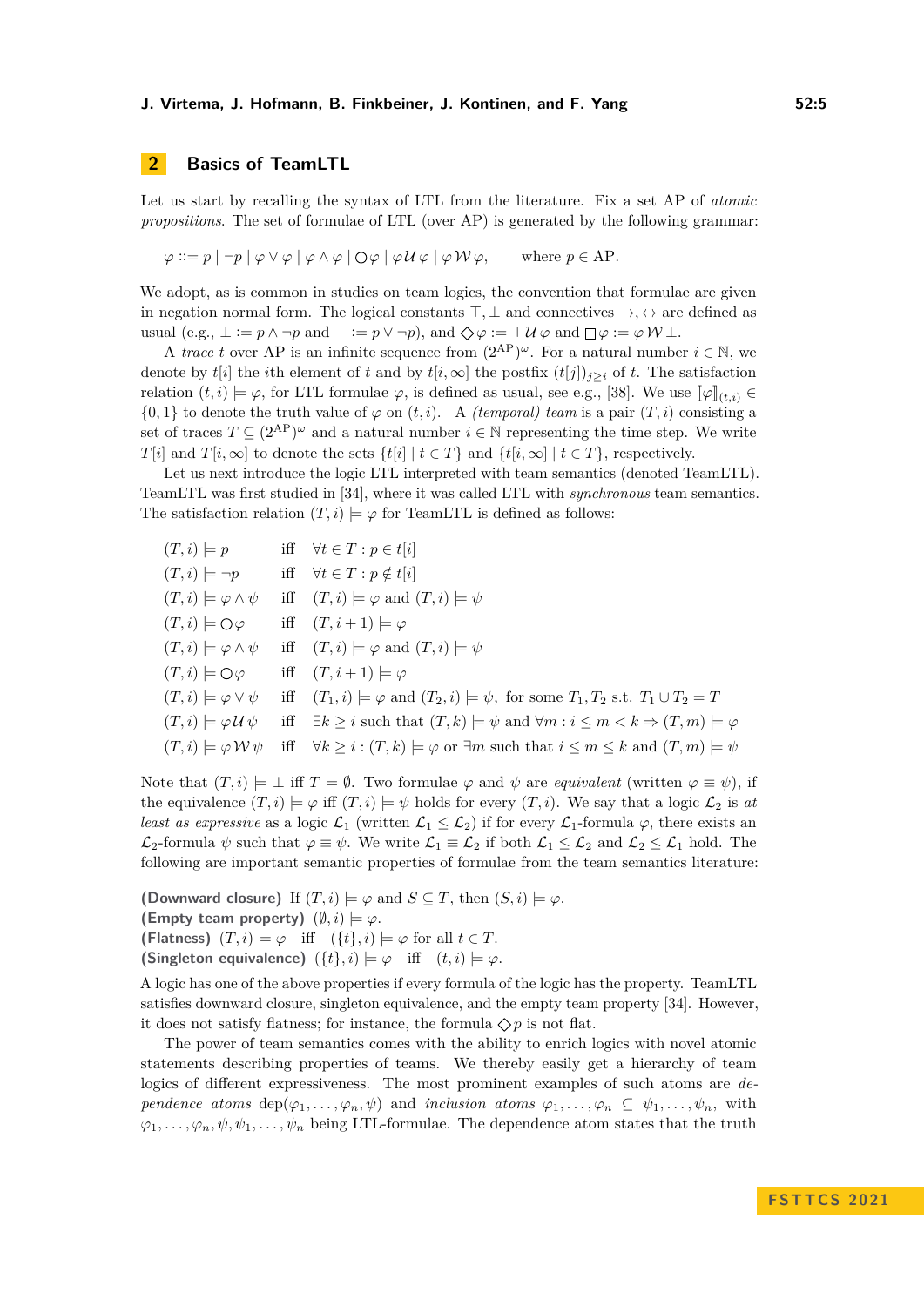## 2 Basics of TeamLTL

Let us start by recalling the syntax of LTL from the literature. Fix a set AP of *atomic propositions*. The set of formulae of LTL (over AP) is generated by the following grammar:

$$\varphi ::= p \mid \neg p \mid \varphi \vee \varphi \mid \varphi \wedge \varphi \mid \bigcirc \varphi \mid \varphi \mathcal{U} \varphi \mid \varphi \mathcal{W} \varphi, \qquad \text{where } p \in \mathrm{AP}.$$

We adopt, as is common in studies on team logics, the convention that formulae are given in negation normal form. The logical constants $\top, \bot$ and connectives $\rightarrow, \leftrightarrow$ are defined as usual (e.g., $\bot := p \wedge \neg p$ and $\top := p \vee \neg p$), and $\diamondsuit \varphi := \top \mathcal{U} \varphi$ and $\Box \varphi := \varphi \mathcal{W} \bot$.

A *trace* $t$ over AP is an infinite sequence from $(2^{\mathrm{AP}})^{\omega}$. For a natural number $i \in \mathbb{N}$, we denote by $t[i]$ the $i$th element of $t$ and by $t[i, \infty]$ the postfix $(t[j])_{j \geq i}$ of $t$. The satisfaction relation $(t, i) \models \varphi$, for LTL formulae $\varphi$, is defined as usual, see e.g., [38]. We use $[\![\varphi]\!]_{(t,i)} \in \{0, 1\}$ to denote the truth value of $\varphi$ on $(t, i)$. A *(temporal) team* is a pair $(T, i)$ consisting a set of traces $T \subseteq (2^{\mathrm{AP}})^{\omega}$ and a natural number $i \in \mathbb{N}$ representing the time step. We write $T[i]$ and $T[i, \infty]$ to denote the sets $\{t[i] \mid t \in T\}$ and $\{t[i, \infty] \mid t \in T\}$, respectively.

Let us next introduce the logic LTL interpreted with team semantics (denoted TeamLTL). TeamLTL was first studied in [34], where it was called LTL with *synchronous* team semantics. The satisfaction relation $(T, i) \models \varphi$ for TeamLTL is defined as follows:

$$
\begin{array}{lll}
(T,i) \models p & \text{iff} & \forall t \in T : p \in t[i] \\
(T,i) \models \neg p & \text{iff} & \forall t \in T : p \notin t[i] \\
(T,i) \models \varphi \wedge \psi & \text{iff} & (T,i) \models \varphi \text{ and } (T,i) \models \psi \\
(T,i) \models \bigcirc \varphi & \text{iff} & (T,i+1) \models \varphi \\
(T,i) \models \varphi \wedge \psi & \text{iff} & (T,i) \models \varphi \text{ and } (T,i) \models \psi \\
(T,i) \models \bigcirc \varphi & \text{iff} & (T,i+1) \models \varphi \\
(T,i) \models \varphi \vee \psi & \text{iff} & (T_1,i) \models \varphi \text{ and } (T_2,i) \models \psi, \text{ for some } T_1, T_2 \text{ s.t. } T_1 \cup T_2 = T \\
(T,i) \models \varphi \mathcal{U} \psi & \text{iff} & \exists k \geq i \text{ such that } (T,k) \models \psi \text{ and } \forall m : i \leq m < k \Rightarrow (T,m) \models \varphi \\
(T,i) \models \varphi \mathcal{W} \psi & \text{iff} & \forall k \geq i : (T,k) \models \varphi \text{ or } \exists m \text{ such that } i \leq m \leq k \text{ and } (T,m) \models \psi
\end{array}
$$

Note that $(T, i) \models \bot$ iff $T = \emptyset$. Two formulae $\varphi$ and $\psi$ are *equivalent* (written $\varphi \equiv \psi$), if the equivalence $(T, i) \models \varphi$ iff $(T, i) \models \psi$ holds for every $(T, i)$. We say that a logic $\mathcal{L}_2$ is *at least as expressive* as a logic $\mathcal{L}_1$ (written $\mathcal{L}_1 \leq \mathcal{L}_2$) if for every $\mathcal{L}_1$-formula $\varphi$, there exists an $\mathcal{L}_2$-formula $\psi$ such that $\varphi \equiv \psi$. We write $\mathcal{L}_1 \equiv \mathcal{L}_2$ if both $\mathcal{L}_1 \leq \mathcal{L}_2$ and $\mathcal{L}_2 \leq \mathcal{L}_1$ hold. The following are important semantic properties of formulae from the team semantics literature:

**(Downward closure)** If $(T, i) \models \varphi$ and $S \subseteq T$, then $(S, i) \models \varphi$.
**(Empty team property)** $(\emptyset, i) \models \varphi$.
**(Flatness)** $(T, i) \models \varphi$ iff $(\{t\}, i) \models \varphi$ for all $t \in T$.
**(Singleton equivalence)** $(\{t\}, i) \models \varphi$ iff $(t, i) \models \varphi$.

A logic has one of the above properties if every formula of the logic has the property. TeamLTL satisfies downward closure, singleton equivalence, and the empty team property [34]. However, it does not satisfy flatness; for instance, the formula $\diamondsuit p$ is not flat.

The power of team semantics comes with the ability to enrich logics with novel atomic statements describing properties of teams. We thereby easily get a hierarchy of team logics of different expressiveness. The most prominent examples of such atoms are *dependence atoms* $\mathrm{dep}(\varphi_1, \ldots, \varphi_n, \psi)$ and *inclusion atoms* $\varphi_1, \ldots, \varphi_n \subseteq \psi_1, \ldots, \psi_n$, with $\varphi_1, \ldots, \varphi_n, \psi, \psi_1, \ldots, \psi_n$ being LTL-formulae. The dependence atom states that the truth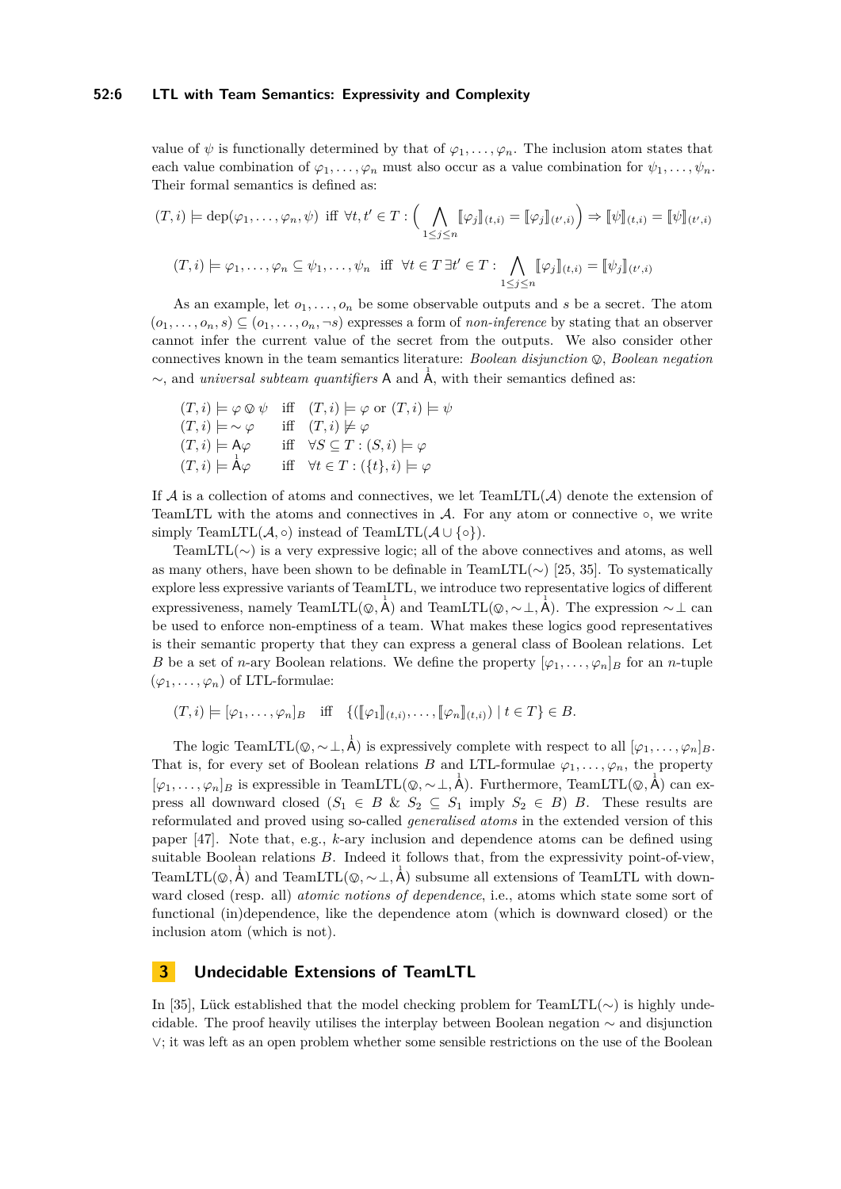value of $\psi$ is functionally determined by that of $\varphi_1, \ldots, \varphi_n$. The inclusion atom states that each value combination of $\varphi_1, \ldots, \varphi_n$ must also occur as a value combination for $\psi_1, \ldots, \psi_n$. Their formal semantics is defined as:

$$(T, i) \models \mathrm{dep}(\varphi_1, \ldots, \varphi_n, \psi) \text{ iff } \forall t, t' \in T : \Big( \bigwedge_{1 \leq j \leq n} [\![\varphi_j]\!]_{(t,i)} = [\![\varphi_j]\!]_{(t',i)} \Big) \Rightarrow [\![\psi]\!]_{(t,i)} = [\![\psi]\!]_{(t',i)}$$

$$(T, i) \models \varphi_1, \ldots, \varphi_n \subseteq \psi_1, \ldots, \psi_n \text{ iff } \forall t \in T\, \exists t' \in T : \bigwedge_{1 \leq j \leq n} [\![\varphi_j]\!]_{(t,i)} = [\![\psi_j]\!]_{(t',i)}$$

As an example, let $o_1, \ldots, o_n$ be some observable outputs and $s$ be a secret. The atom $(o_1, \ldots, o_n, s) \subseteq (o_1, \ldots, o_n, \neg s)$ expresses a form of *non-inference* by stating that an observer cannot infer the current value of the secret from the outputs. We also consider other connectives known in the team semantics literature: *Boolean disjunction* $\varovee$, *Boolean negation* $\sim$, and *universal subteam quantifiers* $\mathsf{A}$ and $\overset{1}{\mathsf{A}}$, with their semantics defined as:

$$\begin{array}{lll} (T, i) \models \varphi \varovee \psi & \text{iff} & (T, i) \models \varphi \text{ or } (T, i) \models \psi \\ (T, i) \models {\sim} \varphi & \text{iff} & (T, i) \not\models \varphi \\ (T, i) \models \mathsf{A}\varphi & \text{iff} & \forall S \subseteq T : (S, i) \models \varphi \\ (T, i) \models \overset{1}{\mathsf{A}}\varphi & \text{iff} & \forall t \in T : (\{t\}, i) \models \varphi \end{array}$$

If $\mathcal{A}$ is a collection of atoms and connectives, we let TeamLTL($\mathcal{A}$) denote the extension of TeamLTL with the atoms and connectives in $\mathcal{A}$. For any atom or connective $\circ$, we write simply TeamLTL($\mathcal{A}, \circ$) instead of TeamLTL($\mathcal{A} \cup \{\circ\}$).

TeamLTL($\sim$) is a very expressive logic; all of the above connectives and atoms, as well as many others, have been shown to be definable in TeamLTL($\sim$) [25, 35]. To systematically explore less expressive variants of TeamLTL, we introduce two representative logics of different expressiveness, namely TeamLTL($\varovee, \overset{1}{\mathsf{A}}$) and TeamLTL($\varovee, {\sim}\bot, \overset{1}{\mathsf{A}}$). The expression ${\sim}\bot$ can be used to enforce non-emptiness of a team. What makes these logics good representatives is their semantic property that they can express a general class of Boolean relations. Let $B$ be a set of $n$-ary Boolean relations. We define the property $[\varphi_1, \ldots, \varphi_n]_B$ for an $n$-tuple $(\varphi_1, \ldots, \varphi_n)$ of LTL-formulae:

$$(T, i) \models [\varphi_1, \ldots, \varphi_n]_B \quad \text{iff} \quad \{([\![\varphi_1]\!]_{(t,i)}, \ldots, [\![\varphi_n]\!]_{(t,i)}) \mid t \in T\} \in B.$$

The logic TeamLTL($\varovee, {\sim}\bot, \overset{1}{\mathsf{A}}$) is expressively complete with respect to all $[\varphi_1, \ldots, \varphi_n]_B$. That is, for every set of Boolean relations $B$ and LTL-formulae $\varphi_1, \ldots, \varphi_n$, the property $[\varphi_1, \ldots, \varphi_n]_B$ is expressible in TeamLTL($\varovee, {\sim}\bot, \overset{1}{\mathsf{A}}$). Furthermore, TeamLTL($\varovee, \overset{1}{\mathsf{A}}$) can express all downward closed ($S_1 \in B$ & $S_2 \subseteq S_1$ imply $S_2 \in B$) $B$. These results are reformulated and proved using so-called *generalised atoms* in the extended version of this paper [47]. Note that, e.g., $k$-ary inclusion and dependence atoms can be defined using suitable Boolean relations $B$. Indeed it follows that, from the expressivity point-of-view, TeamLTL($\varovee, \overset{1}{\mathsf{A}}$) and TeamLTL($\varovee, {\sim}\bot, \overset{1}{\mathsf{A}}$) subsume all extensions of TeamLTL with downward closed (resp. all) *atomic notions of dependence*, i.e., atoms which state some sort of functional (in)dependence, like the dependence atom (which is downward closed) or the inclusion atom (which is not).

## 3 Undecidable Extensions of TeamLTL

In [35], Lück established that the model checking problem for TeamLTL($\sim$) is highly undecidable. The proof heavily utilises the interplay between Boolean negation $\sim$ and disjunction $\vee$; it was left as an open problem whether some sensible restrictions on the use of the Boolean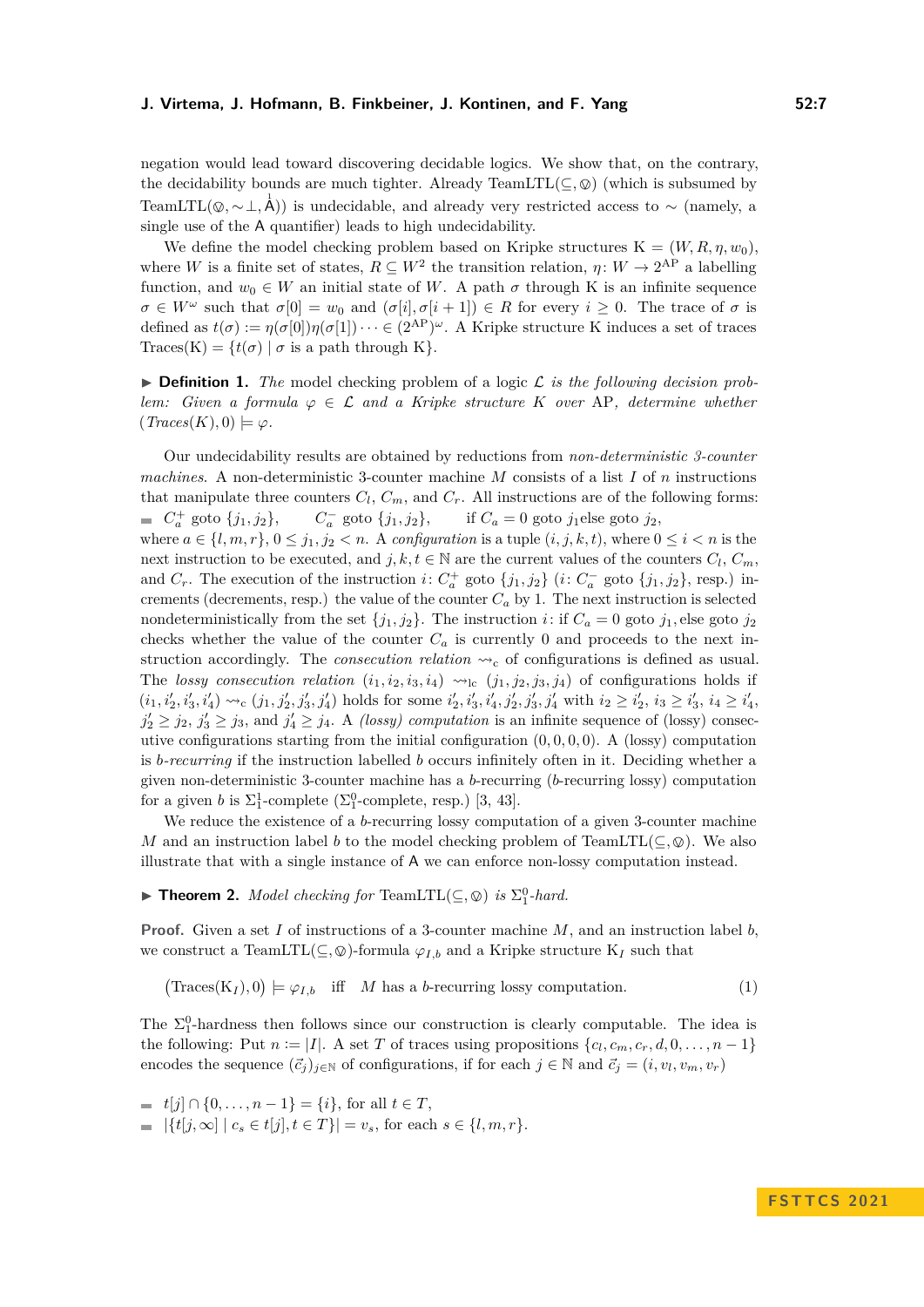negation would lead toward discovering decidable logics. We show that, on the contrary, the decidability bounds are much tighter. Already TeamLTL($\subseteq, \otimes$) (which is subsumed by TeamLTL($\otimes, \sim\perp, \overset{1}{\mathsf{A}}$)) is undecidable, and already very restricted access to $\sim$ (namely, a single use of the $\mathsf{A}$ quantifier) leads to high undecidability.

We define the model checking problem based on Kripke structures $\mathrm{K} = (W, R, \eta, w_0)$, where $W$ is a finite set of states, $R \subseteq W^2$ the transition relation, $\eta\colon W \to 2^{\mathrm{AP}}$ a labelling function, and $w_0 \in W$ an initial state of $W$. A path $\sigma$ through K is an infinite sequence $\sigma \in W^\omega$ such that $\sigma[0] = w_0$ and $(\sigma[i], \sigma[i+1]) \in R$ for every $i \geq 0$. The trace of $\sigma$ is defined as $t(\sigma) := \eta(\sigma[0])\eta(\sigma[1]) \cdots \in (2^{\mathrm{AP}})^\omega$. A Kripke structure K induces a set of traces $\mathrm{Traces}(\mathrm{K}) = \{t(\sigma) \mid \sigma \text{ is a path through K}\}$.

▶ **Definition 1.** *The* model checking problem of a logic $\mathcal{L}$ *is the following decision problem: Given a formula $\varphi \in \mathcal{L}$ and a Kripke structure $K$ over* AP*, determine whether* $(\mathit{Traces}(K), 0) \models \varphi$.

Our undecidability results are obtained by reductions from *non-deterministic 3-counter machines*. A non-deterministic 3-counter machine $M$ consists of a list $I$ of $n$ instructions that manipulate three counters $C_l$, $C_m$, and $C_r$. All instructions are of the following forms:

- $C_a^+$ goto $\{j_1, j_2\}$, $\quad C_a^-$ goto $\{j_1, j_2\}$, $\quad$ if $C_a = 0$ goto $j_1$else goto $j_2$,

where $a \in \{l, m, r\}$, $0 \leq j_1, j_2 < n$. A *configuration* is a tuple $(i, j, k, t)$, where $0 \leq i < n$ is the next instruction to be executed, and $j, k, t \in \mathbb{N}$ are the current values of the counters $C_l$, $C_m$, and $C_r$. The execution of the instruction $i\colon C_a^+$ goto $\{j_1, j_2\}$ ($i\colon C_a^-$ goto $\{j_1, j_2\}$, resp.) increments (decrements, resp.) the value of the counter $C_a$ by 1. The next instruction is selected nondeterministically from the set $\{j_1, j_2\}$. The instruction $i\colon$ if $C_a = 0$ goto $j_1$, else goto $j_2$ checks whether the counter $C_a$ is currently 0 and proceeds to the next instruction accordingly. The *consecution relation* $\rightsquigarrow_{\mathrm{c}}$ of configurations is defined as usual. The *lossy consecution relation* $(i_1, i_2, i_3, i_4) \rightsquigarrow_{\mathrm{lc}} (j_1, j_2, j_3, j_4)$ of configurations holds if $(i_1, i_2', i_3', i_4') \rightsquigarrow_{\mathrm{c}} (j_1, j_2', j_3', j_4')$ holds for some $i_2', i_3', i_4', j_2', j_3', j_4'$ with $i_2 \geq i_2'$, $i_3 \geq i_3'$, $i_4 \geq i_4'$, $j_2' \geq j_2$, $j_3' \geq j_3$, and $j_4' \geq j_4$. A *(lossy) computation* is an infinite sequence of (lossy) consecutive configurations starting from the initial configuration $(0, 0, 0, 0)$. A (lossy) computation is *$b$-recurring* if the instruction labelled $b$ occurs infinitely often in it. Deciding whether a given non-deterministic 3-counter machine has a $b$-recurring ($b$-recurring lossy) computation for a given $b$ is $\Sigma_1^1$-complete ($\Sigma_1^0$-complete, resp.) [3, 43].

We reduce the existence of a $b$-recurring lossy computation of a given 3-counter machine $M$ and an instruction label $b$ to the model checking problem of TeamLTL($\subseteq, \otimes$). We also illustrate that with a single instance of $\mathsf{A}$ we can enforce non-lossy computation instead.

▶ **Theorem 2.** *Model checking for* TeamLTL($\subseteq, \otimes$) *is* $\Sigma_1^0$*-hard.*

**Proof.** Given a set $I$ of instructions of a 3-counter machine $M$, and an instruction label $b$, we construct a TeamLTL($\subseteq, \otimes$)-formula $\varphi_{I,b}$ and a Kripke structure $\mathrm{K}_I$ such that

$$\big(\mathrm{Traces}(\mathrm{K}_I), 0\big) \models \varphi_{I,b} \quad \text{iff} \quad M \text{ has a } b\text{-recurring lossy computation.} \tag{1}$$

The $\Sigma_1^0$-hardness then follows since our construction is clearly computable. The idea is the following: Put $n := |I|$. A set $T$ of traces using propositions $\{c_l, c_m, c_r, d, 0, \ldots, n-1\}$ encodes the sequence $(\vec{c}_j)_{j \in \mathbb{N}}$ of configurations, if for each $j \in \mathbb{N}$ and $\vec{c}_j = (i, v_l, v_m, v_r)$

- $t[j] \cap \{0, \ldots, n-1\} = \{i\}$, for all $t \in T$,
- $|\{t[j, \infty] \mid c_s \in t[j], t \in T\}| = v_s$, for each $s \in \{l, m, r\}$.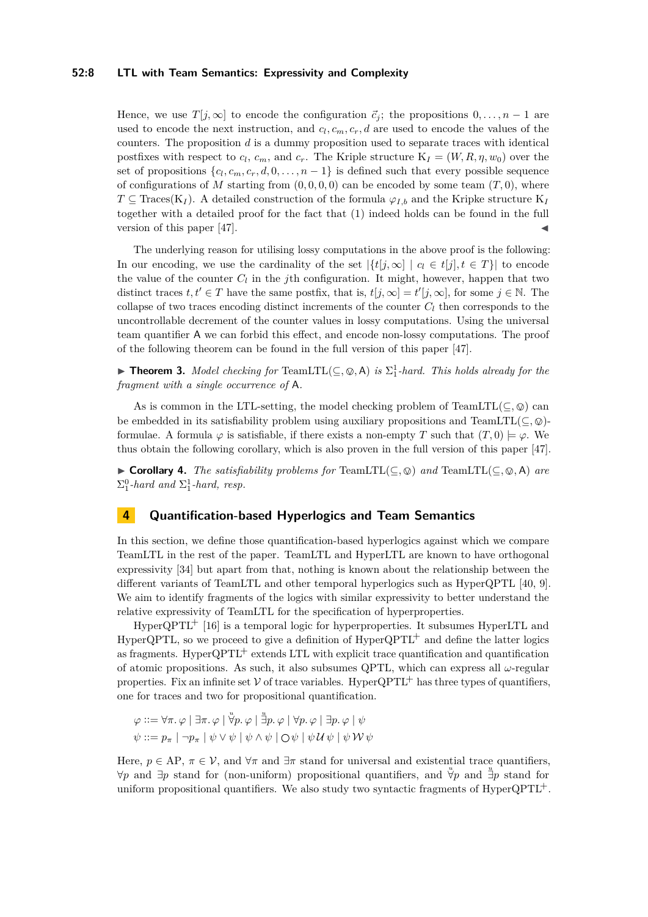Hence, we use $T[j, \infty]$ to encode the configuration $\vec{c}_j$; the propositions $0, \ldots, n-1$ are used to encode the next instruction, and $c_l, c_m, c_r, d$ are used to encode the values of the counters. The proposition $d$ is a dummy proposition used to separate traces with identical postfixes with respect to $c_l$, $c_m$, and $c_r$. The Kriple structure $\mathrm{K}_I = (W, R, \eta, w_0)$ over the set of propositions $\{c_l, c_m, c_r, d, 0, \ldots, n-1\}$ is defined such that every possible sequence of configurations of $M$ starting from $(0, 0, 0, 0)$ can be encoded by some team $(T, 0)$, where $T \subseteq \mathrm{Traces}(\mathrm{K}_I)$. A detailed construction of the formula $\varphi_{I,b}$ and the Kripke structure $\mathrm{K}_I$ together with a detailed proof for the fact that (1) indeed holds can be found in the full version of this paper [47]. ◀

The underlying reason for utilising lossy computations in the above proof is the following: In our encoding, we use the cardinality of the set $|\{t[j, \infty] \mid c_l \in t[j], t \in T\}|$ to encode the value of the counter $C_l$ in the $j$th configuration. It might, however, happen that two distinct traces $t, t' \in T$ have the same postfix, that is, $t[j, \infty] = t'[j, \infty]$, for some $j \in \mathbb{N}$. The collapse of two traces encoding distinct increments of the counter $C_l$ then corresponds to the uncontrollable decrement of the counter values in lossy computations. Using the universal team quantifier $\mathsf{A}$ we can forbid this effect, and encode non-lossy computations. The proof of the following theorem can be found in the full version of this paper [47].

▶ **Theorem 3.** *Model checking for* $\mathrm{TeamLTL}(\subseteq, \otimes, \mathsf{A})$ *is* $\Sigma^1_1$*-hard. This holds already for the fragment with a single occurrence of* $\mathsf{A}$*.*

As is common in the LTL-setting, the model checking problem of $\mathrm{TeamLTL}(\subseteq, \otimes)$ can be embedded in its satisfiability problem using auxiliary propositions and $\mathrm{TeamLTL}(\subseteq, \otimes)$-formulae. A formula $\varphi$ is satisfiable, if there exists a non-empty $T$ such that $(T, 0) \models \varphi$. We thus obtain the following corollary, which is also proven in the full version of this paper [47].

▶ **Corollary 4.** *The satisfiability problems for* $\mathrm{TeamLTL}(\subseteq, \otimes)$ *and* $\mathrm{TeamLTL}(\subseteq, \otimes, \mathsf{A})$ *are* $\Sigma^0_1$*-hard and* $\Sigma^1_1$*-hard, resp.*

## 4 Quantification-based Hyperlogics and Team Semantics

In this section, we define those quantification-based hyperlogics against which we compare TeamLTL in the rest of the paper. TeamLTL and HyperLTL are known to have orthogonal expressivity [34] but apart from that, nothing is known about the relationship between the different variants of TeamLTL and other temporal hyperlogics such as HyperQPTL [40, 9]. We aim to identify fragments of the logics with similar expressivity to better understand the relative expressivity of TeamLTL for the specification of hyperproperties.

HyperQPTL$^+$ [16] is a temporal logic for hyperproperties. It subsumes HyperLTL and HyperQPTL, so we proceed to give a definition of HyperQPTL$^+$ and define the latter logics as fragments. HyperQPTL$^+$ extends LTL with explicit trace quantification and quantification of atomic propositions. As such, it also subsumes QPTL, which can express all $\omega$-regular properties. Fix an infinite set $\mathcal{V}$ of trace variables. HyperQPTL$^+$ has three types of quantifiers, one for traces and two for propositional quantification.

$$\varphi ::= \forall \pi.\, \varphi \mid \exists \pi.\, \varphi \mid \overset{u}{\forall} p.\, \varphi \mid \overset{u}{\exists} p.\, \varphi \mid \forall p.\, \varphi \mid \exists p.\, \varphi \mid \psi$$
$$\psi ::= p_\pi \mid \neg p_\pi \mid \psi \vee \psi \mid \psi \wedge \psi \mid \bigcirc \psi \mid \psi \,\mathcal{U}\, \psi \mid \psi \,\mathcal{W}\, \psi$$

Here, $p \in \mathrm{AP}$, $\pi \in \mathcal{V}$, and $\forall \pi$ and $\exists \pi$ stand for universal and existential trace quantifiers, $\forall p$ and $\exists p$ stand for (non-uniform) propositional quantifiers, and $\overset{u}{\forall} p$ and $\overset{u}{\exists} p$ stand for uniform propositional quantifiers. We also study two syntactic fragments of HyperQPTL$^+$.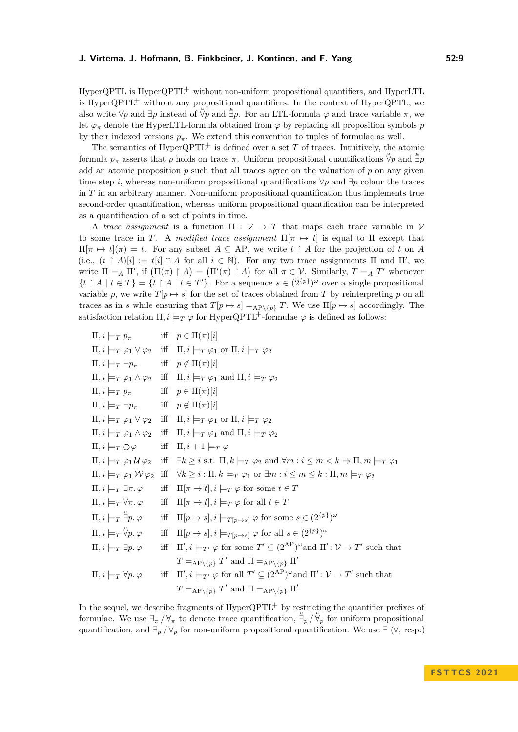HyperQPTL is HyperQPTL$^+$ without non-uniform propositional quantifiers, and HyperLTL is HyperQPTL$^+$ without any propositional quantifiers. In the context of HyperQPTL, we also write $\forall p$ and $\exists p$ instead of $\overset{u}{\forall} p$ and $\overset{u}{\exists} p$. For an LTL-formula $\varphi$ and trace variable $\pi$, we let $\varphi_\pi$ denote the HyperLTL-formula obtained from $\varphi$ by replacing all proposition symbols $p$ by their indexed versions $p_\pi$. We extend this convention to tuples of formulae as well.

The semantics of HyperQPTL$^+$ is defined over a set $T$ of traces. Intuitively, the atomic formula $p_\pi$ asserts that $p$ holds on trace $\pi$. Uniform propositional quantifications $\overset{u}{\forall} p$ and $\overset{u}{\exists} p$ add an atomic proposition $p$ such that all traces agree on the valuation of $p$ on any given time step $i$, whereas non-uniform propositional quantifications $\forall p$ and $\exists p$ colour the traces in $T$ in an arbitrary manner. Non-uniform propositional quantification thus implements true second-order quantification, whereas uniform propositional quantification can be interpreted as a quantification of a set of points in time.

A *trace assignment* is a function $\Pi : \mathcal{V} \to T$ that maps each trace variable in $\mathcal{V}$ to some trace in $T$. A *modified trace assignment* $\Pi[\pi \mapsto t]$ is equal to $\Pi$ except that $\Pi[\pi \mapsto t](\pi) = t$. For any subset $A \subseteq \mathrm{AP}$, we write $t \upharpoonright A$ for the projection of $t$ on $A$ (i.e., $(t \upharpoonright A)[i] := t[i] \cap A$ for all $i \in \mathbb{N}$). For any two trace assignments $\Pi$ and $\Pi'$, we write $\Pi =_A \Pi'$, if $\big(\Pi(\pi) \upharpoonright A\big) = \big(\Pi'(\pi) \upharpoonright A\big)$ for all $\pi \in \mathcal{V}$. Similarly, $T =_A T'$ whenever $\{t \upharpoonright A \mid t \in T\} = \{t \upharpoonright A \mid t \in T'\}$. For a sequence $s \in (2^{\{p\}})^\omega$ over a single propositional variable $p$, we write $T[p \mapsto s]$ for the set of traces obtained from $T$ by reinterpreting $p$ on all traces as in $s$ while ensuring that $T[p \mapsto s] =_{\mathrm{AP}\setminus\{p\}} T$. We use $\Pi[p \mapsto s]$ accordingly. The satisfaction relation $\Pi, i \models_T \varphi$ for HyperQPTL$^+$-formulae $\varphi$ is defined as follows:

$$
\begin{array}{lll}
\Pi, i \models_T p_\pi & \text{iff} & p \in \Pi(\pi)[i] \\
\Pi, i \models_T \varphi_1 \vee \varphi_2 & \text{iff} & \Pi, i \models_T \varphi_1 \text{ or } \Pi, i \models_T \varphi_2 \\
\Pi, i \models_T \neg p_\pi & \text{iff} & p \notin \Pi(\pi)[i] \\
\Pi, i \models_T \varphi_1 \wedge \varphi_2 & \text{iff} & \Pi, i \models_T \varphi_1 \text{ and } \Pi, i \models_T \varphi_2 \\
\Pi, i \models_T p_\pi & \text{iff} & p \in \Pi(\pi)[i] \\
\Pi, i \models_T \neg p_\pi & \text{iff} & p \notin \Pi(\pi)[i] \\
\Pi, i \models_T \varphi_1 \vee \varphi_2 & \text{iff} & \Pi, i \models_T \varphi_1 \text{ or } \Pi, i \models_T \varphi_2 \\
\Pi, i \models_T \varphi_1 \wedge \varphi_2 & \text{iff} & \Pi, i \models_T \varphi_1 \text{ and } \Pi, i \models_T \varphi_2 \\
\Pi, i \models_T \bigcirc \varphi & \text{iff} & \Pi, i+1 \models_T \varphi \\
\Pi, i \models_T \varphi_1 \,\mathcal{U}\, \varphi_2 & \text{iff} & \exists k \geq i \text{ s.t. } \Pi, k \models_T \varphi_2 \text{ and } \forall m : i \leq m < k \Rightarrow \Pi, m \models_T \varphi_1 \\
\Pi, i \models_T \varphi_1 \,\mathcal{W}\, \varphi_2 & \text{iff} & \forall k \geq i : \Pi, k \models_T \varphi_1 \text{ or } \exists m : i \leq m \leq k : \Pi, m \models_T \varphi_2 \\
\Pi, i \models_T \exists \pi. \varphi & \text{iff} & \Pi[\pi \mapsto t], i \models_T \varphi \text{ for some } t \in T \\
\Pi, i \models_T \forall \pi. \varphi & \text{iff} & \Pi[\pi \mapsto t], i \models_T \varphi \text{ for all } t \in T \\
\Pi, i \models_T \overset{u}{\exists} p. \varphi & \text{iff} & \Pi[p \mapsto s], i \models_{T[p \mapsto s]} \varphi \text{ for some } s \in (2^{\{p\}})^\omega \\
\Pi, i \models_T \overset{u}{\forall} p. \varphi & \text{iff} & \Pi[p \mapsto s], i \models_{T[p \mapsto s]} \varphi \text{ for all } s \in (2^{\{p\}})^\omega \\
\Pi, i \models_T \exists p. \varphi & \text{iff} & \Pi', i \models_{T'} \varphi \text{ for some } T' \subseteq (2^{\mathrm{AP}})^\omega \text{and } \Pi' \colon \mathcal{V} \to T' \text{ such that} \\
& & T =_{\mathrm{AP}\setminus\{p\}} T' \text{ and } \Pi =_{\mathrm{AP}\setminus\{p\}} \Pi' \\
\Pi, i \models_T \forall p. \varphi & \text{iff} & \Pi', i \models_{T'} \varphi \text{ for all } T' \subseteq (2^{\mathrm{AP}})^\omega \text{and } \Pi' \colon \mathcal{V} \to T' \text{ such that} \\
& & T =_{\mathrm{AP}\setminus\{p\}} T' \text{ and } \Pi =_{\mathrm{AP}\setminus\{p\}} \Pi'
\end{array}
$$

In the sequel, we describe fragments of HyperQPTL$^+$ by restricting the quantifier prefixes of formulae. We use $\exists_\pi / \forall_\pi$ to denote trace quantification, $\overset{u}{\exists}_p / \overset{u}{\forall}_p$ for uniform propositional quantification, and $\exists_p / \forall_p$ for non-uniform propositional quantification. We use $\exists$ ($\forall$, resp.)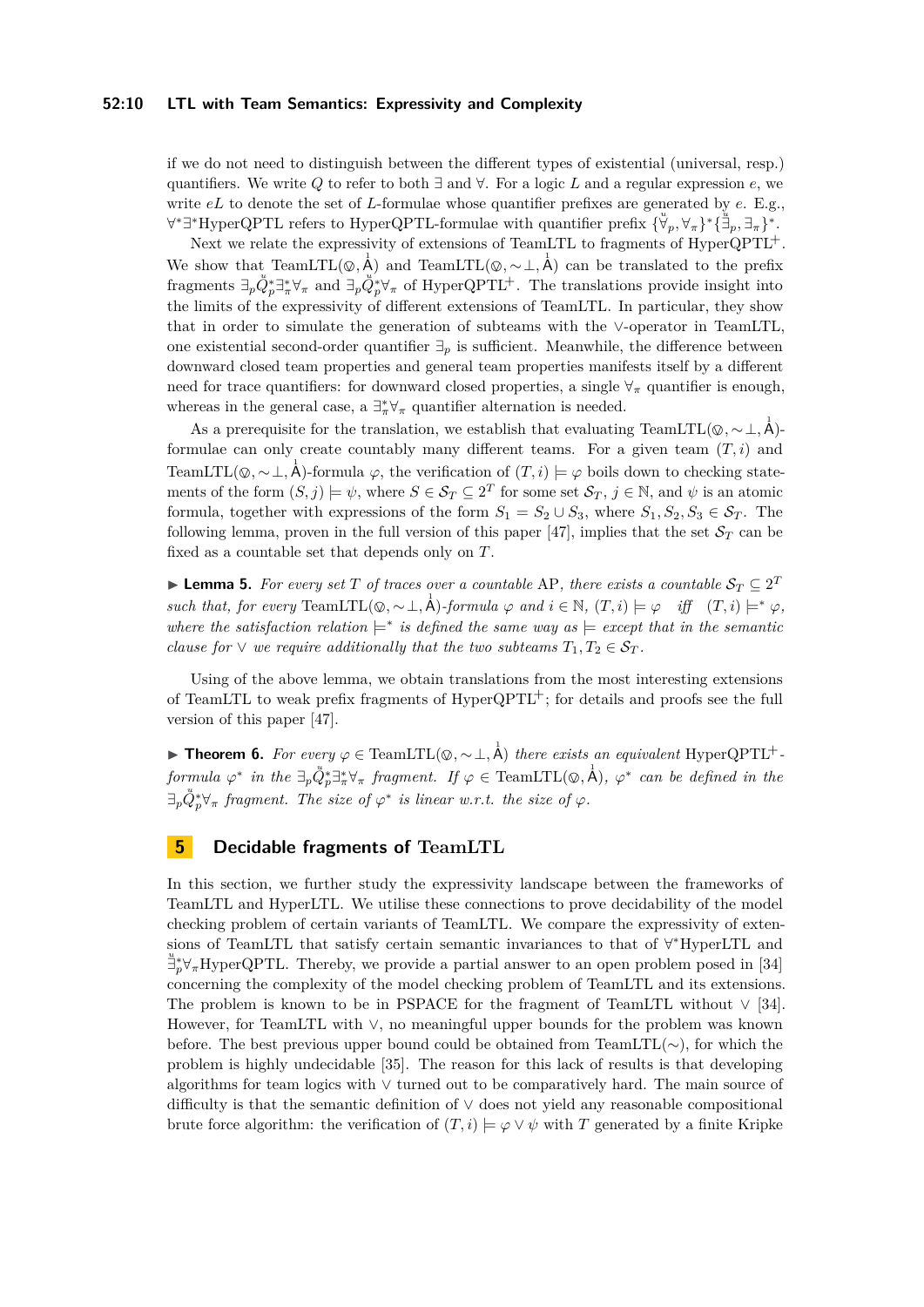if we do not need to distinguish between the different types of existential (universal, resp.) quantifiers. We write $Q$ to refer to both $\exists$ and $\forall$. For a logic $L$ and a regular expression $e$, we write $eL$ to denote the set of $L$-formulae whose quantifier prefixes are generated by $e$. E.g., $\forall^*\exists^*$HyperQPTL refers to HyperQPTL-formulae with quantifier prefix $\{\overset{u}{\forall}_p, \forall_\pi\}^*\{\overset{u}{\exists}_p, \exists_\pi\}^*$.

Next we relate the expressivity of extensions of TeamLTL to fragments of HyperQPTL$^+$. We show that TeamLTL($\otimes, \overset{1}{\mathsf{A}}$) and TeamLTL($\otimes, \sim\bot, \overset{1}{\mathsf{A}}$) can be translated to the prefix fragments $\exists_p \overset{u}{Q}{}^*_p \exists^*_\pi \forall_\pi$ and $\exists_p \overset{u}{Q}{}^*_p \forall_\pi$ of HyperQPTL$^+$. The translations provide insight into the limits of the expressivity of different extensions of TeamLTL. In particular, they show that in order to simulate the generation of subteams with the $\vee$-operator in TeamLTL, one existential second-order quantifier $\exists_p$ is sufficient. Meanwhile, the difference between downward closed team properties and general team properties manifests itself by a different need for trace quantifiers: for downward closed properties, a single $\forall_\pi$ quantifier is enough, whereas in the general case, a $\exists^*_\pi\forall_\pi$ quantifier alternation is needed.

As a prerequisite for the translation, we establish that evaluating TeamLTL($\otimes, \sim\bot, \overset{1}{\mathsf{A}}$)-formulae can only create countably many different teams. For a given team $(T, i)$ and TeamLTL($\otimes, \sim\bot, \overset{1}{\mathsf{A}}$)-formula $\varphi$, the verification of $(T, i) \models \varphi$ boils down to checking statements of the form $(S, j) \models \psi$, where $S \in \mathcal{S}_T \subseteq 2^T$ for some set $\mathcal{S}_T$, $j \in \mathbb{N}$, and $\psi$ is an atomic formula, together with expressions of the form $S_1 = S_2 \cup S_3$, where $S_1, S_2, S_3 \in \mathcal{S}_T$. The following lemma, proven in the full version of this paper [47], implies that the set $\mathcal{S}_T$ can be fixed as a countable set that depends only on $T$.

▶ **Lemma 5.** *For every set $T$ of traces over a countable* AP*, there exists a countable $\mathcal{S}_T \subseteq 2^T$ such that, for every* TeamLTL($\otimes, \sim\bot, \overset{1}{\mathsf{A}}$)*-formula $\varphi$ and $i \in \mathbb{N}$, $(T, i) \models \varphi$ iff $(T, i) \models^* \varphi$, where the satisfaction relation $\models^*$ is defined the same way as $\models$ except that in the semantic clause for $\vee$ we require additionally that the two subteams $T_1, T_2 \in \mathcal{S}_T$.*

Using of the above lemma, we obtain translations from the most interesting extensions of TeamLTL to weak prefix fragments of HyperQPTL$^+$; for details and proofs see the full version of this paper [47].

▶ **Theorem 6.** *For every $\varphi \in$ TeamLTL($\otimes, \sim\bot, \overset{1}{\mathsf{A}}$) there exists an equivalent* HyperQPTL$^+$*-formula $\varphi^*$ in the $\exists_p \overset{u}{Q}{}^*_p \exists^*_\pi \forall_\pi$ fragment. If $\varphi \in$ TeamLTL($\otimes, \overset{1}{\mathsf{A}}$), $\varphi^*$ can be defined in the $\exists_p \overset{u}{Q}{}^*_p \forall_\pi$ fragment. The size of $\varphi^*$ is linear w.r.t. the size of $\varphi$.*

## 5 Decidable fragments of TeamLTL

In this section, we further study the expressivity landscape between the frameworks of TeamLTL and HyperLTL. We utilise these connections to prove decidability of the model checking problem of certain variants of TeamLTL. We compare the expressivity of extensions of TeamLTL that satisfy certain semantic invariances to that of $\forall^*$HyperLTL and $\overset{u}{\exists}{}^*_p\forall_\pi$HyperQPTL. Thereby, we provide a partial answer to an open problem posed in [34] concerning the complexity of the model checking problem of TeamLTL and its extensions. The problem is known to be in PSPACE for the fragment of TeamLTL without $\vee$ [34]. However, for TeamLTL with $\vee$, no meaningful upper bounds for the problem was known before. The best previous upper bound could be obtained from TeamLTL($\sim$), for which the problem is highly undecidable [35]. The reason for this lack of results is that developing algorithms for team logics with $\vee$ turned out to be comparatively hard. The main source of difficulty is that the semantic definition of $\vee$ does not yield any reasonable compositional brute force algorithm: the verification of $(T, i) \models \varphi \vee \psi$ with $T$ generated by a finite Kripke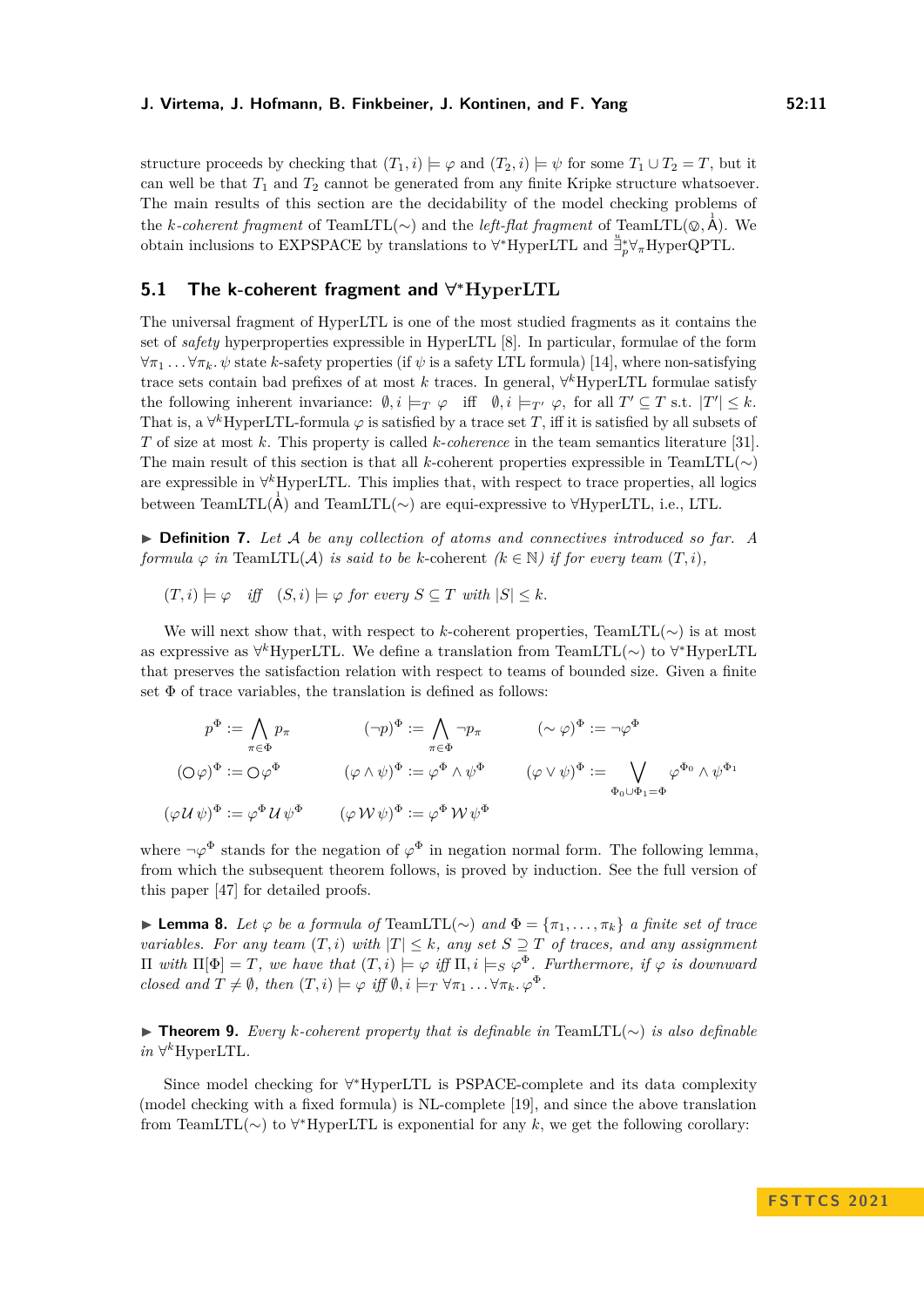structure proceeds by checking that $(T_1, i) \models \varphi$ and $(T_2, i) \models \psi$ for some $T_1 \cup T_2 = T$, but it can well be that $T_1$ and $T_2$ cannot be generated from any finite Kripke structure whatsoever. The main results of this section are the decidability of the model checking problems of the *k-coherent fragment* of TeamLTL($\sim$) and the *left-flat fragment* of TeamLTL($\otimes, \overset{1}{\mathsf{A}}$). We obtain inclusions to EXPSPACE by translations to $\forall^*$HyperLTL and $\overset{u}{\exists}{}^*_p\forall_\pi$HyperQPTL.

## 5.1 The k-coherent fragment and $\forall^*$HyperLTL

The universal fragment of HyperLTL is one of the most studied fragments as it contains the set of *safety* hyperproperties expressible in HyperLTL [8]. In particular, formulae of the form $\forall\pi_1 \dots \forall\pi_k.\, \psi$ state $k$-safety properties (if $\psi$ is a safety LTL formula) [14], where non-satisfying trace sets contain bad prefixes of at most $k$ traces. In general, $\forall^k$HyperLTL formulae satisfy the following inherent invariance: $\emptyset, i \models_T \varphi$ iff $\emptyset, i \models_{T'} \varphi$, for all $T' \subseteq T$ s.t. $|T'| \leq k$. That is, a $\forall^k$HyperLTL-formula $\varphi$ is satisfied by a trace set $T$, iff it is satisfied by all subsets of $T$ of size at most $k$. This property is called *k-coherence* in the team semantics literature [31]. The main result of this section is that all $k$-coherent properties expressible in TeamLTL($\sim$) are expressible in $\forall^k$HyperLTL. This implies that, with respect to trace properties, all logics between TeamLTL($\overset{1}{\mathsf{A}}$) and TeamLTL($\sim$) are equi-expressive to $\forall$HyperLTL, i.e., LTL.

▶ **Definition 7.** *Let $\mathcal{A}$ be any collection of atoms and connectives introduced so far. A formula $\varphi$ in TeamLTL($\mathcal{A}$) is said to be* k-coherent *($k \in \mathbb{N}$) if for every team $(T, i)$,*

$$(T, i) \models \varphi \quad \text{iff} \quad (S, i) \models \varphi \text{ for every } S \subseteq T \text{ with } |S| \leq k.$$

We will next show that, with respect to $k$-coherent properties, TeamLTL($\sim$) is at most as expressive as $\forall^k$HyperLTL. We define a translation from TeamLTL($\sim$) to $\forall^*$HyperLTL that preserves the satisfaction relation with respect to teams of bounded size. Given a finite set $\Phi$ of trace variables, the translation is defined as follows:

$$p^\Phi := \bigwedge_{\pi \in \Phi} p_\pi \qquad (\neg p)^\Phi := \bigwedge_{\pi \in \Phi} \neg p_\pi \qquad (\sim \varphi)^\Phi := \neg\varphi^\Phi$$

$$(\bigcirc\varphi)^\Phi := \bigcirc\varphi^\Phi \qquad (\varphi \wedge \psi)^\Phi := \varphi^\Phi \wedge \psi^\Phi \qquad (\varphi \vee \psi)^\Phi := \bigvee_{\Phi_0 \cup \Phi_1 = \Phi} \varphi^{\Phi_0} \wedge \psi^{\Phi_1}$$

$$(\varphi\,\mathcal{U}\,\psi)^\Phi := \varphi^\Phi\,\mathcal{U}\,\psi^\Phi \qquad (\varphi\,\mathcal{W}\,\psi)^\Phi := \varphi^\Phi\,\mathcal{W}\,\psi^\Phi$$

where $\neg\varphi^\Phi$ stands for the negation of $\varphi^\Phi$ in negation normal form. The following lemma, from which the subsequent theorem follows, is proved by induction. See the full version of this paper [47] for detailed proofs.

▶ **Lemma 8.** *Let $\varphi$ be a formula of TeamLTL($\sim$) and $\Phi = \{\pi_1, \dots, \pi_k\}$ a finite set of trace variables. For any team $(T, i)$ with $|T| \leq k$, any set $S \supseteq T$ of traces, and any assignment $\Pi$ with $\Pi[\Phi] = T$, we have that $(T, i) \models \varphi$ iff $\Pi, i \models_S \varphi^\Phi$. Furthermore, if $\varphi$ is downward closed and $T \neq \emptyset$, then $(T, i) \models \varphi$ iff $\emptyset, i \models_T \forall\pi_1 \dots \forall\pi_k.\, \varphi^\Phi$.*

▶ **Theorem 9.** *Every $k$-coherent property that is definable in TeamLTL($\sim$) is also definable in $\forall^k$HyperLTL.*

Since model checking for $\forall^*$HyperLTL is PSPACE-complete and its data complexity (model checking with a fixed formula) is NL-complete [19], and since the above translation from TeamLTL($\sim$) to $\forall^*$HyperLTL is exponential for any $k$, we get the following corollary: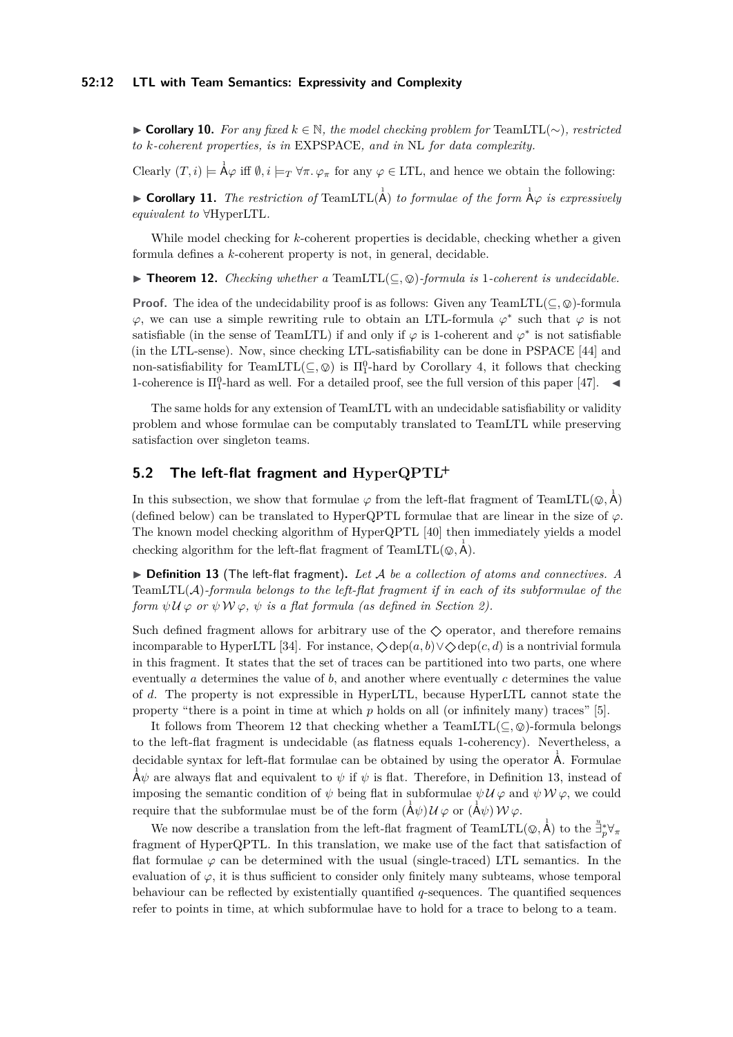▶ **Corollary 10.** *For any fixed $k \in \mathbb{N}$, the model checking problem for* $\mathrm{TeamLTL}(\sim)$*, restricted to $k$-coherent properties, is in* EXPSPACE*, and in* NL *for data complexity.*

Clearly $(T,i) \models \overset{1}{\mathsf{A}}\varphi$ iff $\emptyset, i \models_T \forall\pi.\,\varphi_\pi$ for any $\varphi \in \mathrm{LTL}$, and hence we obtain the following:

▶ **Corollary 11.** *The restriction of* $\mathrm{TeamLTL}(\overset{1}{\mathsf{A}})$ *to formulae of the form* $\overset{1}{\mathsf{A}}\varphi$ *is expressively equivalent to* $\forall$HyperLTL*.*

While model checking for $k$-coherent properties is decidable, checking whether a given formula defines a $k$-coherent property is not, in general, decidable.

▶ **Theorem 12.** *Checking whether a* $\mathrm{TeamLTL}(\subseteq, \otimes)$*-formula is 1-coherent is undecidable.*

**Proof.** The idea of the undecidability proof is as follows: Given any $\mathrm{TeamLTL}(\subseteq, \otimes)$-formula $\varphi$, we can use a simple rewriting rule to obtain an LTL-formula $\varphi^*$ such that $\varphi$ is not satisfiable (in the sense of TeamLTL) if and only if $\varphi$ is 1-coherent and $\varphi^*$ is not satisfiable (in the LTL-sense). Now, since checking LTL-satisfiability can be done in PSPACE [44] and non-satisfiability for $\mathrm{TeamLTL}(\subseteq, \otimes)$ is $\Pi^0_1$-hard by Corollary 4, it follows that checking 1-coherence is $\Pi^0_1$-hard as well. For a detailed proof, see the full version of this paper [47]. ◀

The same holds for any extension of TeamLTL with an undecidable satisfiability or validity problem and whose formulae can be computably translated to TeamLTL while preserving satisfaction over singleton teams.

## 5.2 The left-flat fragment and HyperQPTL⁺

In this subsection, we show that formulae $\varphi$ from the left-flat fragment of $\mathrm{TeamLTL}(\otimes, \overset{1}{\mathsf{A}})$ (defined below) can be translated to HyperQPTL formulae that are linear in the size of $\varphi$. The known model checking algorithm of HyperQPTL [40] then immediately yields a model checking algorithm for the left-flat fragment of $\mathrm{TeamLTL}(\otimes, \overset{1}{\mathsf{A}})$.

▶ **Definition 13** (The left-flat fragment). *Let $\mathcal{A}$ be a collection of atoms and connectives. A* $\mathrm{TeamLTL}(\mathcal{A})$*-formula belongs to the left-flat fragment if in each of its subformulae of the form $\psi\,\mathcal{U}\,\varphi$ or $\psi\,\mathcal{W}\,\varphi$, $\psi$ is a flat formula (as defined in Section 2).*

Such defined fragment allows for arbitrary use of the $\diamondsuit$ operator, and therefore remains incomparable to HyperLTL [34]. For instance, $\diamondsuit\,\mathrm{dep}(a,b) \vee \diamondsuit\,\mathrm{dep}(c,d)$ is a nontrivial formula in this fragment. It states that the set of traces can be partitioned into two parts, one where eventually $a$ determines the value of $b$, and another where eventually $c$ determines the value of $d$. The property is not expressible in HyperLTL, because HyperLTL cannot state the property "there is a point in time at which $p$ holds on all (or infinitely many) traces" [5].

It follows from Theorem 12 that checking whether a $\mathrm{TeamLTL}(\subseteq, \otimes)$-formula belongs to the left-flat fragment is undecidable (as flatness equals 1-coherency). Nevertheless, a decidable syntax for left-flat formulae can be obtained by using the operator $\overset{1}{\mathsf{A}}$. Formulae $\overset{1}{\mathsf{A}}\psi$ are always flat and equivalent to $\psi$ if $\psi$ is flat. Therefore, in Definition 13, instead of imposing the semantic condition of $\psi$ being flat in subformulae $\psi\,\mathcal{U}\,\varphi$ and $\psi\,\mathcal{W}\,\varphi$, we could require that the subformulae must be of the form $(\overset{1}{\mathsf{A}}\psi)\,\mathcal{U}\,\varphi$ or $(\overset{1}{\mathsf{A}}\psi)\,\mathcal{W}\,\varphi$.

We now describe a translation from the left-flat fragment of $\mathrm{TeamLTL}(\otimes, \overset{1}{\mathsf{A}})$ to the $\overset{u}{\exists}{}^*_p\forall_\pi$ fragment of HyperQPTL. In this translation, we make use of the fact that satisfaction of flat formulae $\varphi$ can be determined with the usual (single-traced) LTL semantics. In the evaluation of $\varphi$, it is thus sufficient to consider only finitely many subteams, whose temporal behaviour can be reflected by existentially quantified $q$-sequences. The quantified sequences refer to points in time, at which subformulae have to hold for a trace to belong to a team.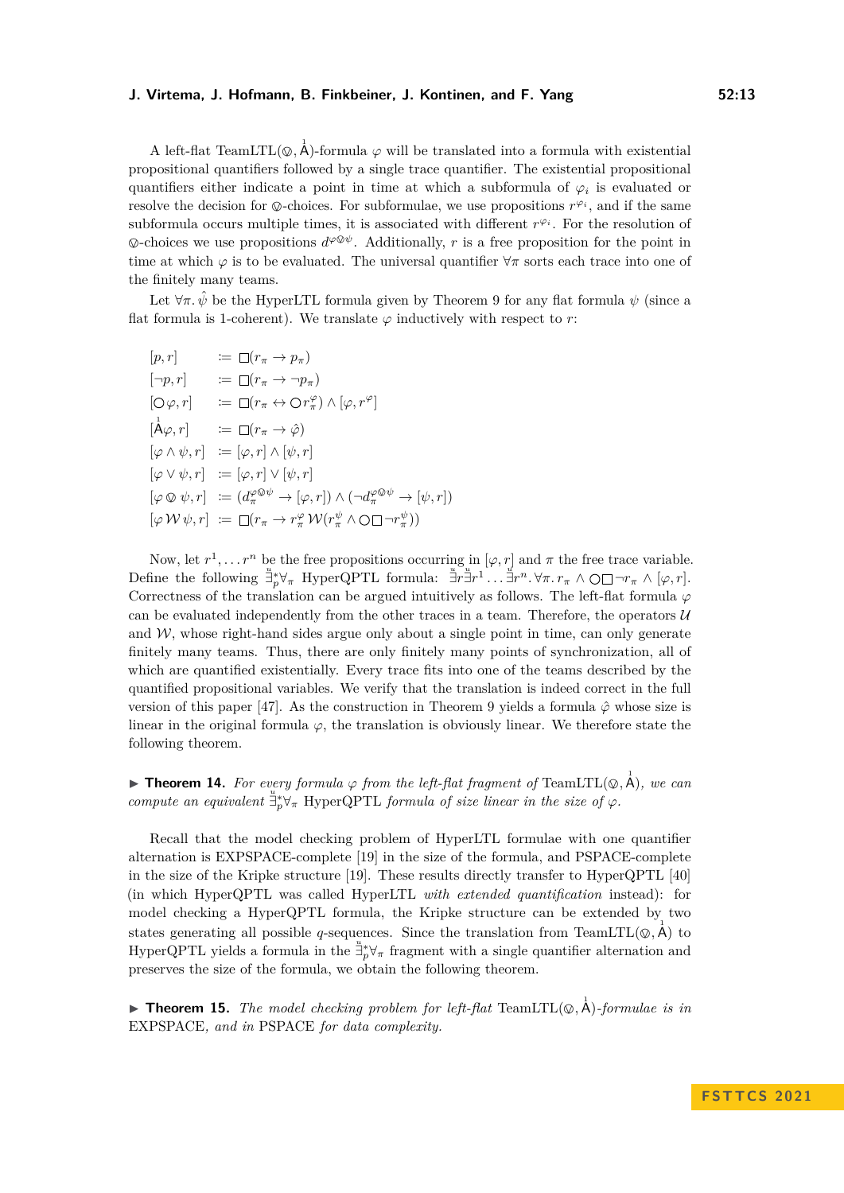A left-flat TeamLTL($\mathbin{\otimes}$, $\overset{1}{\mathsf{A}}$)-formula $\varphi$ will be translated into a formula with existential propositional quantifiers followed by a single trace quantifier. The existential propositional quantifiers either indicate a point in time at which a subformula of $\varphi_i$ is evaluated or resolve the decision for $\mathbin{\otimes}$-choices. For subformulae, we use propositions $r^{\varphi_i}$, and if the same subformula occurs multiple times, it is associated with different $r^{\varphi_i}$. For the resolution of $\mathbin{\otimes}$-choices we use propositions $d^{\varphi \mathbin{\otimes} \psi}$. Additionally, $r$ is a free proposition for the point in time at which $\varphi$ is to be evaluated. The universal quantifier $\forall \pi$ sorts each trace into one of the finitely many teams.

Let $\forall \pi.\, \hat{\psi}$ be the HyperLTL formula given by Theorem 9 for any flat formula $\psi$ (since a flat formula is 1-coherent). We translate $\varphi$ inductively with respect to $r$:

$$
\begin{aligned}
[p, r] &\coloneqq \Box(r_\pi \to p_\pi) \\
[\neg p, r] &\coloneqq \Box(r_\pi \to \neg p_\pi) \\
[\bigcirc \varphi, r] &\coloneqq \Box(r_\pi \leftrightarrow \bigcirc r^{\varphi}_\pi) \wedge [\varphi, r^{\varphi}] \\
[\overset{1}{\mathsf{A}}\varphi, r] &\coloneqq \Box(r_\pi \to \hat{\varphi}) \\
[\varphi \wedge \psi, r] &\coloneqq [\varphi, r] \wedge [\psi, r] \\
[\varphi \vee \psi, r] &\coloneqq [\varphi, r] \vee [\psi, r] \\
[\varphi \mathbin{\otimes} \psi, r] &\coloneqq (d^{\varphi \mathbin{\otimes} \psi}_\pi \to [\varphi, r]) \wedge (\neg d^{\varphi \mathbin{\otimes} \psi}_\pi \to [\psi, r]) \\
[\varphi \,\mathcal{W}\, \psi, r] &\coloneqq \Box(r_\pi \to r^{\varphi}_\pi \,\mathcal{W} (r^{\psi}_\pi \wedge \bigcirc\Box \neg r^{\psi}_\pi))
\end{aligned}
$$

Now, let $r^1, \ldots r^n$ be the free propositions occurring in $[\varphi, r]$ and $\pi$ the free trace variable. Define the following $\overset{u}{\exists}{}^*_p \forall_\pi$ HyperQPTL formula: $\overset{u}{\exists} r \overset{u}{\exists} r^1 \ldots \overset{u}{\exists} r^n. \forall \pi.\, r_\pi \wedge \bigcirc\Box \neg r_\pi \wedge [\varphi, r]$. Correctness of the translation can be argued intuitively as follows. The left-flat formula $\varphi$ can be evaluated independently from the other traces in a team. Therefore, the operators $\mathcal{U}$ and $\mathcal{W}$, whose right-hand sides argue only about a single point in time, can only generate finitely many teams. Thus, there are only finitely many points of synchronization, all of which are quantified existentially. Every trace fits into one of the teams described by the quantified propositional variables. We verify that the translation is indeed correct in the full version of this paper [47]. As the construction in Theorem 9 yields a formula $\hat{\varphi}$ whose size is linear in the original formula $\varphi$, the translation is obviously linear. We therefore state the following theorem.

▶ **Theorem 14.** *For every formula $\varphi$ from the left-flat fragment of* TeamLTL($\mathbin{\otimes}$, $\overset{1}{\mathsf{A}}$)*, we can compute an equivalent $\overset{u}{\exists}{}^*_p \forall_\pi$* HyperQPTL *formula of size linear in the size of $\varphi$.*

Recall that the model checking problem of HyperLTL formulae with one quantifier alternation is EXPSPACE-complete [19] in the size of the formula, and PSPACE-complete in the size of the Kripke structure [19]. These results directly transfer to HyperQPTL [40] (in which HyperQPTL was called HyperLTL *with extended quantification* instead): for model checking a HyperQPTL formula, the Kripke structure can be extended by two states generating all possible $q$-sequences. Since the translation from TeamLTL($\mathbin{\otimes}$, $\overset{1}{\mathsf{A}}$) to HyperQPTL yields a formula in the $\overset{u}{\exists}{}^*_p \forall_\pi$ fragment with a single quantifier alternation and preserves the size of the formula, we obtain the following theorem.

▶ **Theorem 15.** *The model checking problem for left-flat* TeamLTL($\mathbin{\otimes}$, $\overset{1}{\mathsf{A}}$)*-formulae is in* EXPSPACE*, and in* PSPACE *for data complexity.*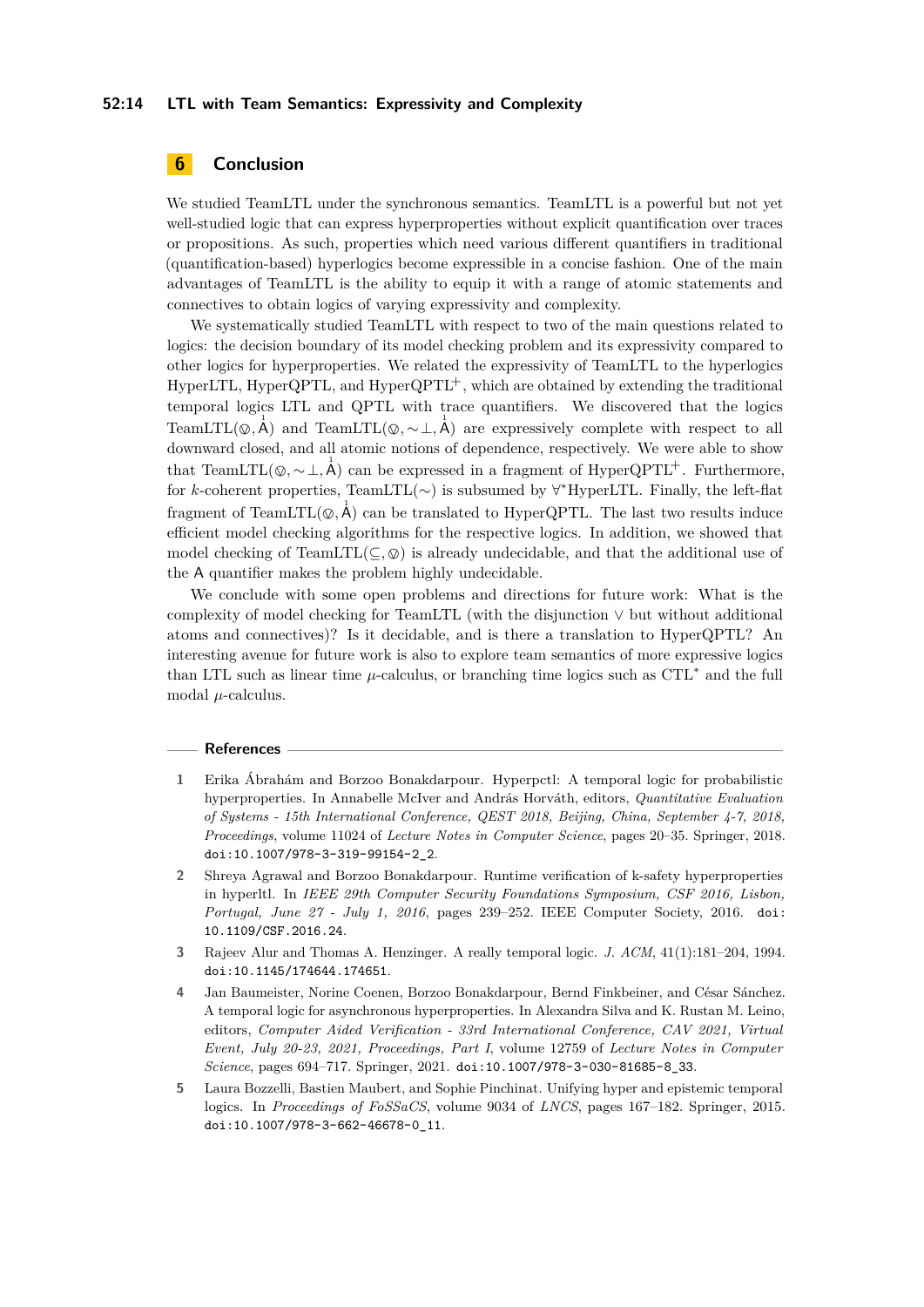## 6 Conclusion

We studied TeamLTL under the synchronous semantics. TeamLTL is a powerful but not yet well-studied logic that can express hyperproperties without explicit quantification over traces or propositions. As such, properties which need various different quantifiers in traditional (quantification-based) hyperlogics become expressible in a concise fashion. One of the main advantages of TeamLTL is the ability to equip it with a range of atomic statements and connectives to obtain logics of varying expressivity and complexity.

We systematically studied TeamLTL with respect to two of the main questions related to logics: the decision boundary of its model checking problem and its expressivity compared to other logics for hyperproperties. We related the expressivity of TeamLTL to the hyperlogics HyperLTL, HyperQPTL, and HyperQPTL$^+$, which are obtained by extending the traditional temporal logics LTL and QPTL with trace quantifiers. We discovered that the logics TeamLTL($\otimes, \overset{1}{\mathsf{A}}$) and TeamLTL($\otimes, \sim\bot, \overset{1}{\mathsf{A}}$) are expressively complete with respect to all downward closed, and all atomic notions of dependence, respectively. We were able to show that TeamLTL($\otimes, \sim\bot, \overset{1}{\mathsf{A}}$) can be expressed in a fragment of HyperQPTL$^+$. Furthermore, for $k$-coherent properties, TeamLTL($\sim$) is subsumed by $\forall^*$HyperLTL. Finally, the left-flat fragment of TeamLTL($\otimes, \overset{1}{\mathsf{A}}$) can be translated to HyperQPTL. The last two results induce efficient model checking algorithms for the respective logics. In addition, we showed that model checking of TeamLTL($\subseteq, \otimes$) is already undecidable, and that the additional use of the $\mathsf{A}$ quantifier makes the problem highly undecidable.

We conclude with some open problems and directions for future work: What is the complexity of model checking for TeamLTL (with the disjunction $\vee$ but without additional atoms and connectives)? Is it decidable, and is there a translation to HyperQPTL? An interesting avenue for future work is also to explore team semantics of more expressive logics than LTL such as linear time $\mu$-calculus, or branching time logics such as CTL$^*$ and the full modal $\mu$-calculus.

## References

1. Erika Ábrahám and Borzoo Bonakdarpour. Hyperpctl: A temporal logic for probabilistic hyperproperties. In Annabelle McIver and András Horváth, editors, *Quantitative Evaluation of Systems - 15th International Conference, QEST 2018, Beijing, China, September 4-7, 2018, Proceedings*, volume 11024 of *Lecture Notes in Computer Science*, pages 20–35. Springer, 2018. doi:10.1007/978-3-319-99154-2_2.
2. Shreya Agrawal and Borzoo Bonakdarpour. Runtime verification of k-safety hyperproperties in hyperltl. In *IEEE 29th Computer Security Foundations Symposium, CSF 2016, Lisbon, Portugal, June 27 - July 1, 2016*, pages 239–252. IEEE Computer Society, 2016. doi:10.1109/CSF.2016.24.
3. Rajeev Alur and Thomas A. Henzinger. A really temporal logic. *J. ACM*, 41(1):181–204, 1994. doi:10.1145/174644.174651.
4. Jan Baumeister, Norine Coenen, Borzoo Bonakdarpour, Bernd Finkbeiner, and César Sánchez. A temporal logic for asynchronous hyperproperties. In Alexandra Silva and K. Rustan M. Leino, editors, *Computer Aided Verification - 33rd International Conference, CAV 2021, Virtual Event, July 20-23, 2021, Proceedings, Part I*, volume 12759 of *Lecture Notes in Computer Science*, pages 694–717. Springer, 2021. doi:10.1007/978-3-030-81685-8_33.
5. Laura Bozzelli, Bastien Maubert, and Sophie Pinchinat. Unifying hyper and epistemic temporal logics. In *Proceedings of FoSSaCS*, volume 9034 of *LNCS*, pages 167–182. Springer, 2015. doi:10.1007/978-3-662-46678-0_11.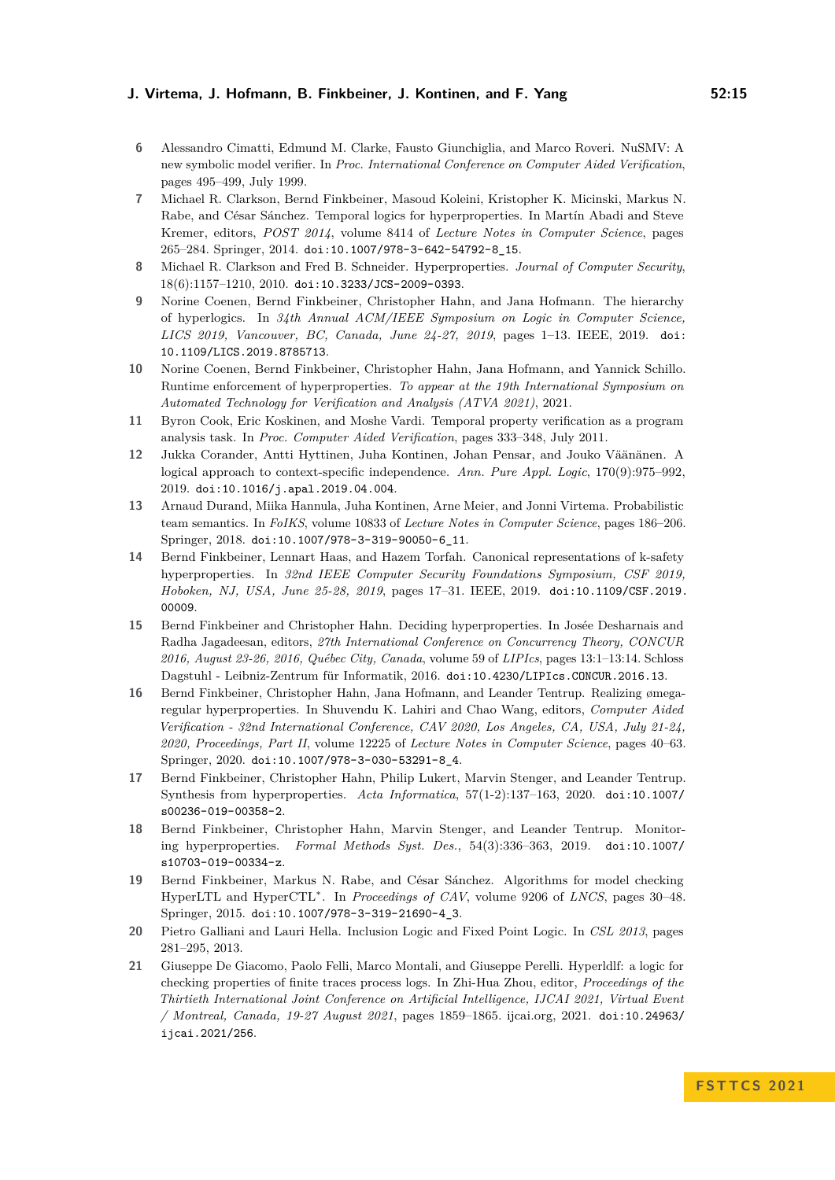6. Alessandro Cimatti, Edmund M. Clarke, Fausto Giunchiglia, and Marco Roveri. NuSMV: A new symbolic model verifier. In *Proc. International Conference on Computer Aided Verification*, pages 495–499, July 1999.
7. Michael R. Clarkson, Bernd Finkbeiner, Masoud Koleini, Kristopher K. Micinski, Markus N. Rabe, and César Sánchez. Temporal logics for hyperproperties. In Martín Abadi and Steve Kremer, editors, *POST 2014*, volume 8414 of *Lecture Notes in Computer Science*, pages 265–284. Springer, 2014. `doi:10.1007/978-3-642-54792-8_15`.
8. Michael R. Clarkson and Fred B. Schneider. Hyperproperties. *Journal of Computer Security*, 18(6):1157–1210, 2010. `doi:10.3233/JCS-2009-0393`.
9. Norine Coenen, Bernd Finkbeiner, Christopher Hahn, and Jana Hofmann. The hierarchy of hyperlogics. In *34th Annual ACM/IEEE Symposium on Logic in Computer Science, LICS 2019, Vancouver, BC, Canada, June 24-27, 2019*, pages 1–13. IEEE, 2019. `doi:10.1109/LICS.2019.8785713`.
10. Norine Coenen, Bernd Finkbeiner, Christopher Hahn, Jana Hofmann, and Yannick Schillo. Runtime enforcement of hyperproperties. *To appear at the 19th International Symposium on Automated Technology for Verification and Analysis (ATVA 2021)*, 2021.
11. Byron Cook, Eric Koskinen, and Moshe Vardi. Temporal property verification as a program analysis task. In *Proc. Computer Aided Verification*, pages 333–348, July 2011.
12. Jukka Corander, Antti Hyttinen, Juha Kontinen, Johan Pensar, and Jouko Väänänen. A logical approach to context-specific independence. *Ann. Pure Appl. Logic*, 170(9):975–992, 2019. `doi:10.1016/j.apal.2019.04.004`.
13. Arnaud Durand, Miika Hannula, Juha Kontinen, Arne Meier, and Jonni Virtema. Probabilistic team semantics. In *FoIKS*, volume 10833 of *Lecture Notes in Computer Science*, pages 186–206. Springer, 2018. `doi:10.1007/978-3-319-90050-6_11`.
14. Bernd Finkbeiner, Lennart Haas, and Hazem Torfah. Canonical representations of k-safety hyperproperties. In *32nd IEEE Computer Security Foundations Symposium, CSF 2019, Hoboken, NJ, USA, June 25-28, 2019*, pages 17–31. IEEE, 2019. `doi:10.1109/CSF.2019.00009`.
15. Bernd Finkbeiner and Christopher Hahn. Deciding hyperproperties. In Josée Desharnais and Radha Jagadeesan, editors, *27th International Conference on Concurrency Theory, CONCUR 2016, August 23-26, 2016, Québec City, Canada*, volume 59 of *LIPIcs*, pages 13:1–13:14. Schloss Dagstuhl - Leibniz-Zentrum für Informatik, 2016. `doi:10.4230/LIPIcs.CONCUR.2016.13`.
16. Bernd Finkbeiner, Christopher Hahn, Jana Hofmann, and Leander Tentrup. Realizing ømega-regular hyperproperties. In Shuvendu K. Lahiri and Chao Wang, editors, *Computer Aided Verification - 32nd International Conference, CAV 2020, Los Angeles, CA, USA, July 21-24, 2020, Proceedings, Part II*, volume 12225 of *Lecture Notes in Computer Science*, pages 40–63. Springer, 2020. `doi:10.1007/978-3-030-53291-8_4`.
17. Bernd Finkbeiner, Christopher Hahn, Philip Lukert, Marvin Stenger, and Leander Tentrup. Synthesis from hyperproperties. *Acta Informatica*, 57(1-2):137–163, 2020. `doi:10.1007/s00236-019-00358-2`.
18. Bernd Finkbeiner, Christopher Hahn, Marvin Stenger, and Leander Tentrup. Monitoring hyperproperties. *Formal Methods Syst. Des.*, 54(3):336–363, 2019. `doi:10.1007/s10703-019-00334-z`.
19. Bernd Finkbeiner, Markus N. Rabe, and César Sánchez. Algorithms for model checking HyperLTL and HyperCTL$^*$. In *Proceedings of CAV*, volume 9206 of *LNCS*, pages 30–48. Springer, 2015. `doi:10.1007/978-3-319-21690-4_3`.
20. Pietro Galliani and Lauri Hella. Inclusion Logic and Fixed Point Logic. In *CSL 2013*, pages 281–295, 2013.
21. Giuseppe De Giacomo, Paolo Felli, Marco Montali, and Giuseppe Perelli. Hyperldlf: a logic for checking properties of finite traces process logs. In Zhi-Hua Zhou, editor, *Proceedings of the Thirtieth International Joint Conference on Artificial Intelligence, IJCAI 2021, Virtual Event / Montreal, Canada, 19-27 August 2021*, pages 1859–1865. ijcai.org, 2021. `doi:10.24963/ijcai.2021/256`.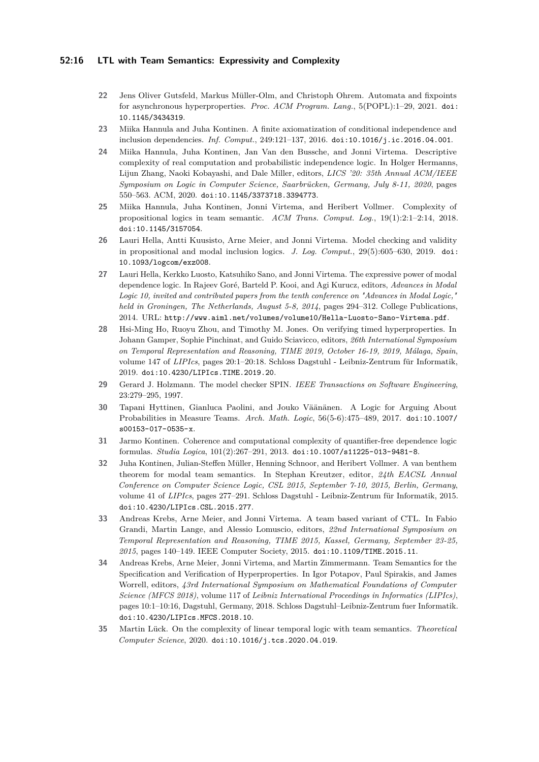**22** Jens Oliver Gutsfeld, Markus Müller-Olm, and Christoph Ohrem. Automata and fixpoints for asynchronous hyperproperties. *Proc. ACM Program. Lang.*, 5(POPL):1–29, 2021. doi:10.1145/3434319.

**23** Miika Hannula and Juha Kontinen. A finite axiomatization of conditional independence and inclusion dependencies. *Inf. Comput.*, 249:121–137, 2016. doi:10.1016/j.ic.2016.04.001.

**24** Miika Hannula, Juha Kontinen, Jan Van den Bussche, and Jonni Virtema. Descriptive complexity of real computation and probabilistic independence logic. In Holger Hermanns, Lijun Zhang, Naoki Kobayashi, and Dale Miller, editors, *LICS '20: 35th Annual ACM/IEEE Symposium on Logic in Computer Science, Saarbrücken, Germany, July 8-11, 2020*, pages 550–563. ACM, 2020. doi:10.1145/3373718.3394773.

**25** Miika Hannula, Juha Kontinen, Jonni Virtema, and Heribert Vollmer. Complexity of propositional logics in team semantic. *ACM Trans. Comput. Log.*, 19(1):2:1–2:14, 2018. doi:10.1145/3157054.

**26** Lauri Hella, Antti Kuusisto, Arne Meier, and Jonni Virtema. Model checking and validity in propositional and modal inclusion logics. *J. Log. Comput.*, 29(5):605–630, 2019. doi:10.1093/logcom/exz008.

**27** Lauri Hella, Kerkko Luosto, Katsuhiko Sano, and Jonni Virtema. The expressive power of modal dependence logic. In Rajeev Goré, Barteld P. Kooi, and Agi Kurucz, editors, *Advances in Modal Logic 10, invited and contributed papers from the tenth conference on "Advances in Modal Logic," held in Groningen, The Netherlands, August 5-8, 2014*, pages 294–312. College Publications, 2014. URL: http://www.aiml.net/volumes/volume10/Hella-Luosto-Sano-Virtema.pdf.

**28** Hsi-Ming Ho, Ruoyu Zhou, and Timothy M. Jones. On verifying timed hyperproperties. In Johann Gamper, Sophie Pinchinat, and Guido Sciavicco, editors, *26th International Symposium on Temporal Representation and Reasoning, TIME 2019, October 16-19, 2019, Málaga, Spain*, volume 147 of *LIPIcs*, pages 20:1–20:18. Schloss Dagstuhl - Leibniz-Zentrum für Informatik, 2019. doi:10.4230/LIPIcs.TIME.2019.20.

**29** Gerard J. Holzmann. The model checker SPIN. *IEEE Transactions on Software Engineering*, 23:279–295, 1997.

**30** Tapani Hyttinen, Gianluca Paolini, and Jouko Väänänen. A Logic for Arguing About Probabilities in Measure Teams. *Arch. Math. Logic*, 56(5-6):475–489, 2017. doi:10.1007/s00153-017-0535-x.

**31** Jarmo Kontinen. Coherence and computational complexity of quantifier-free dependence logic formulas. *Studia Logica*, 101(2):267–291, 2013. doi:10.1007/s11225-013-9481-8.

**32** Juha Kontinen, Julian-Steffen Müller, Henning Schnoor, and Heribert Vollmer. A van benthem theorem for modal team semantics. In Stephan Kreutzer, editor, *24th EACSL Annual Conference on Computer Science Logic, CSL 2015, September 7-10, 2015, Berlin, Germany*, volume 41 of *LIPIcs*, pages 277–291. Schloss Dagstuhl - Leibniz-Zentrum für Informatik, 2015. doi:10.4230/LIPIcs.CSL.2015.277.

**33** Andreas Krebs, Arne Meier, and Jonni Virtema. A team based variant of CTL. In Fabio Grandi, Martin Lange, and Alessio Lomuscio, editors, *22nd International Symposium on Temporal Representation and Reasoning, TIME 2015, Kassel, Germany, September 23-25, 2015*, pages 140–149. IEEE Computer Society, 2015. doi:10.1109/TIME.2015.11.

**34** Andreas Krebs, Arne Meier, Jonni Virtema, and Martin Zimmermann. Team Semantics for the Specification and Verification of Hyperproperties. In Igor Potapov, Paul Spirakis, and James Worrell, editors, *43rd International Symposium on Mathematical Foundations of Computer Science (MFCS 2018)*, volume 117 of *Leibniz International Proceedings in Informatics (LIPIcs)*, pages 10:1–10:16, Dagstuhl, Germany, 2018. Schloss Dagstuhl–Leibniz-Zentrum fuer Informatik. doi:10.4230/LIPIcs.MFCS.2018.10.

**35** Martin Lück. On the complexity of linear temporal logic with team semantics. *Theoretical Computer Science*, 2020. doi:10.1016/j.tcs.2020.04.019.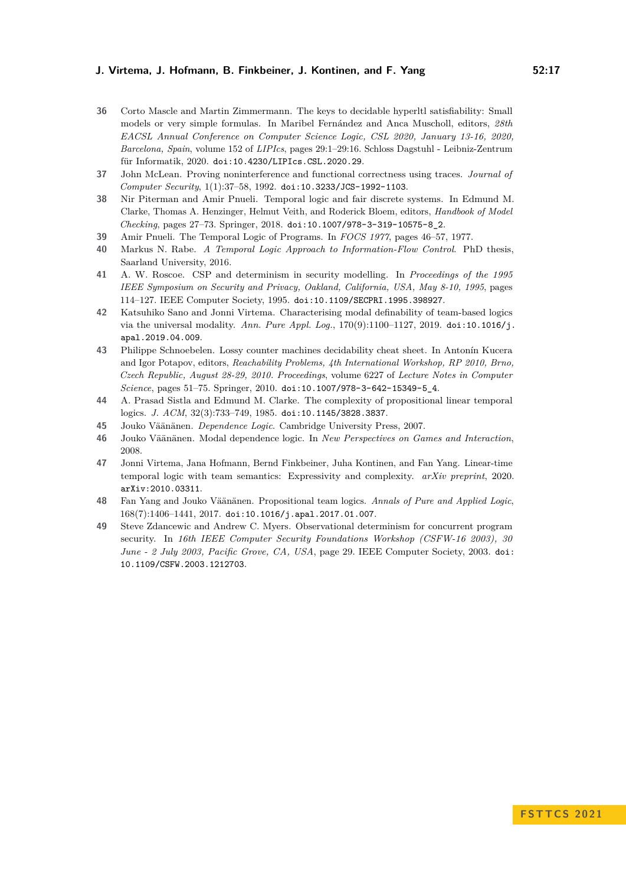36 Corto Mascle and Martin Zimmermann. The keys to decidable hyperltl satisfiability: Small models or very simple formulas. In Maribel Fernández and Anca Muscholl, editors, *28th EACSL Annual Conference on Computer Science Logic, CSL 2020, January 13-16, 2020, Barcelona, Spain*, volume 152 of *LIPIcs*, pages 29:1–29:16. Schloss Dagstuhl - Leibniz-Zentrum für Informatik, 2020. doi:10.4230/LIPIcs.CSL.2020.29.

37 John McLean. Proving noninterference and functional correctness using traces. *Journal of Computer Security*, 1(1):37–58, 1992. doi:10.3233/JCS-1992-1103.

38 Nir Piterman and Amir Pnueli. Temporal logic and fair discrete systems. In Edmund M. Clarke, Thomas A. Henzinger, Helmut Veith, and Roderick Bloem, editors, *Handbook of Model Checking*, pages 27–73. Springer, 2018. doi:10.1007/978-3-319-10575-8_2.

39 Amir Pnueli. The Temporal Logic of Programs. In *FOCS 1977*, pages 46–57, 1977.

40 Markus N. Rabe. *A Temporal Logic Approach to Information-Flow Control*. PhD thesis, Saarland University, 2016.

41 A. W. Roscoe. CSP and determinism in security modelling. In *Proceedings of the 1995 IEEE Symposium on Security and Privacy, Oakland, California, USA, May 8-10, 1995*, pages 114–127. IEEE Computer Society, 1995. doi:10.1109/SECPRI.1995.398927.

42 Katsuhiko Sano and Jonni Virtema. Characterising modal definability of team-based logics via the universal modality. *Ann. Pure Appl. Log.*, 170(9):1100–1127, 2019. doi:10.1016/j.apal.2019.04.009.

43 Philippe Schnoebelen. Lossy counter machines decidability cheat sheet. In Antonín Kucera and Igor Potapov, editors, *Reachability Problems, 4th International Workshop, RP 2010, Brno, Czech Republic, August 28-29, 2010. Proceedings*, volume 6227 of *Lecture Notes in Computer Science*, pages 51–75. Springer, 2010. doi:10.1007/978-3-642-15349-5_4.

44 A. Prasad Sistla and Edmund M. Clarke. The complexity of propositional linear temporal logics. *J. ACM*, 32(3):733–749, 1985. doi:10.1145/3828.3837.

45 Jouko Väänänen. *Dependence Logic*. Cambridge University Press, 2007.

46 Jouko Väänänen. Modal dependence logic. In *New Perspectives on Games and Interaction*, 2008.

47 Jonni Virtema, Jana Hofmann, Bernd Finkbeiner, Juha Kontinen, and Fan Yang. Linear-time temporal logic with team semantics: Expressivity and complexity. *arXiv preprint*, 2020. arXiv:2010.03311.

48 Fan Yang and Jouko Väänänen. Propositional team logics. *Annals of Pure and Applied Logic*, 168(7):1406–1441, 2017. doi:10.1016/j.apal.2017.01.007.

49 Steve Zdancewic and Andrew C. Myers. Observational determinism for concurrent program security. In *16th IEEE Computer Security Foundations Workshop (CSFW-16 2003), 30 June - 2 July 2003, Pacific Grove, CA, USA*, page 29. IEEE Computer Society, 2003. doi:10.1109/CSFW.2003.1212703.